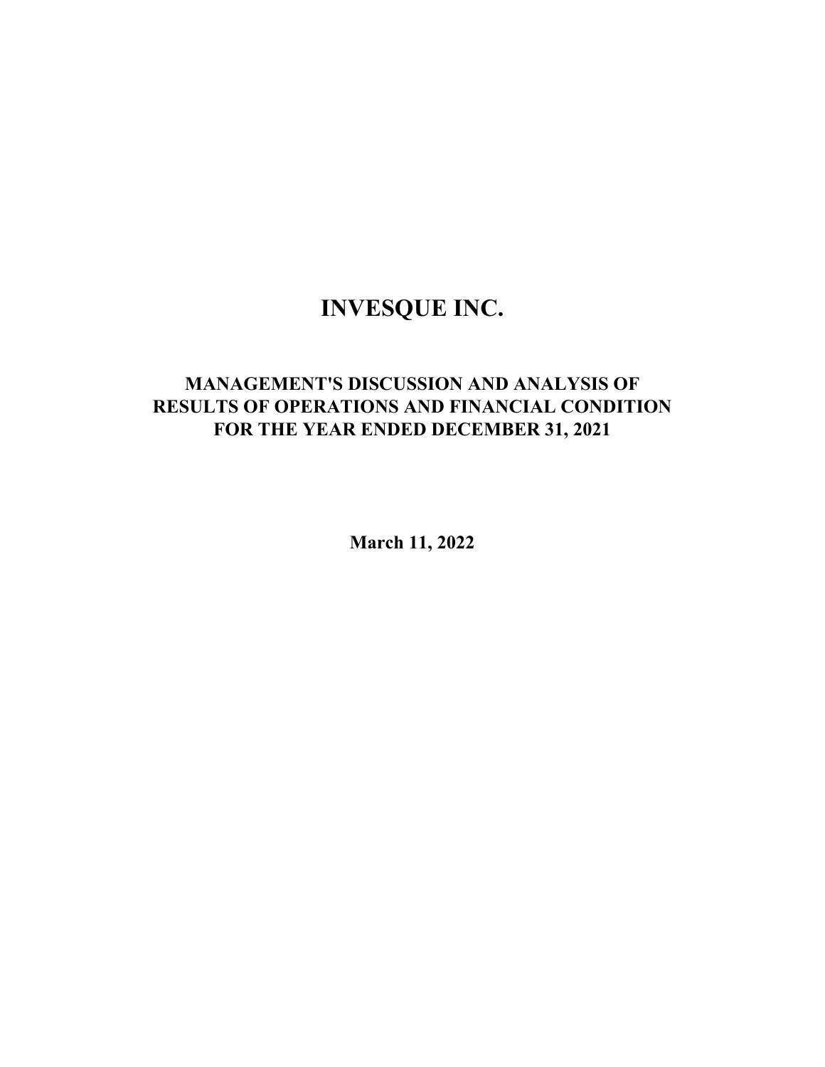# INVESQUE INC.

## MANAGEMENT'S DISCUSSION AND ANALYSIS OF RESULTS OF OPERATIONS AND FINANCIAL CONDITION FOR THE YEAR ENDED DECEMBER 31, 2021

**March 11, 2022**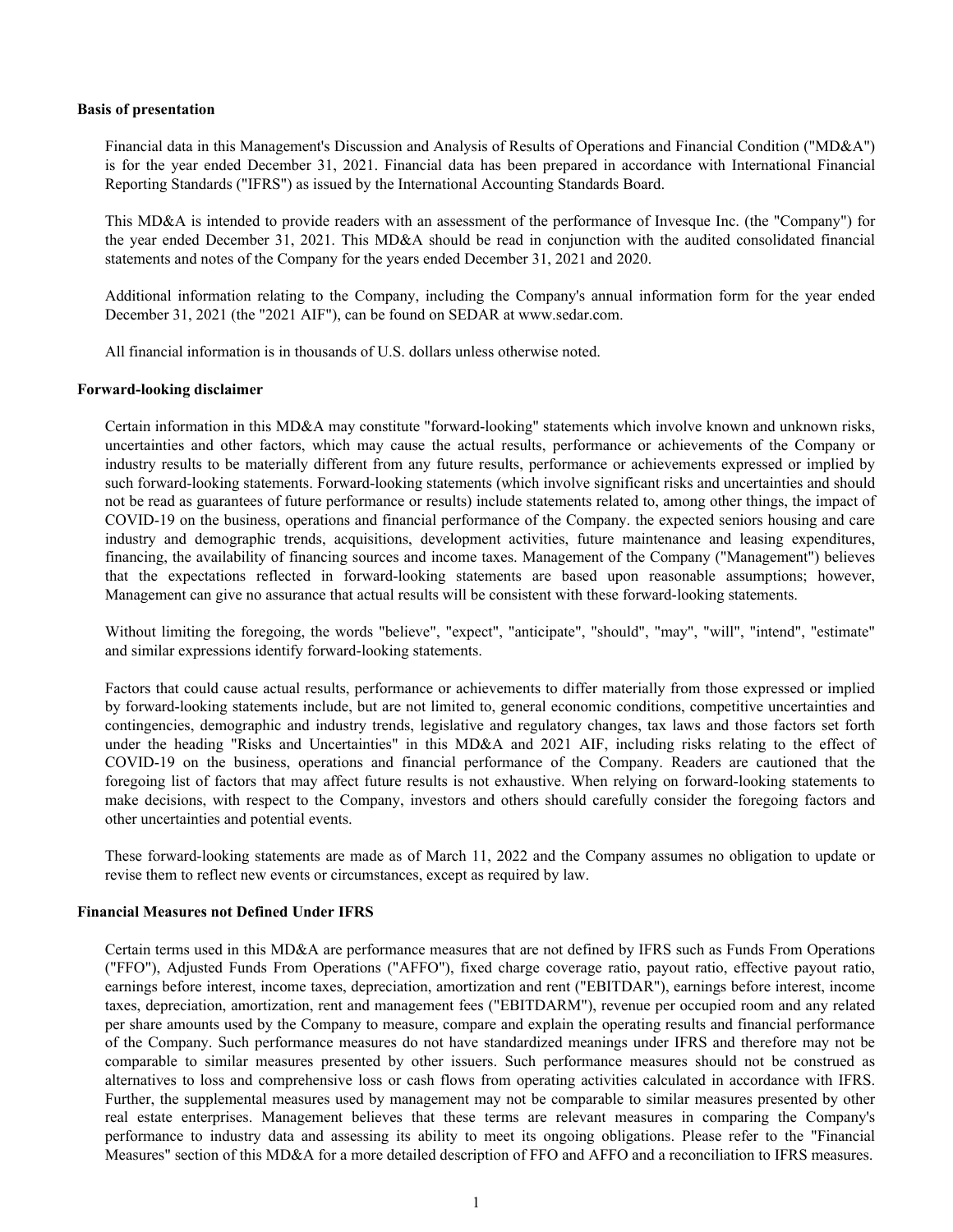## Basis of presentation

Financial data in this Management's Discussion and Analysis of Results of Operations and Financial Condition ("MD&A") is for the year ended December 31, 2021. Financial data has been prepared in accordance with International Financial Reporting Standards ("IFRS") as issued by the International Accounting Standards Board.

This MD&A is intended to provide readers with an assessment of the performance of Invesque Inc. (the "Company") for the year ended December 31, 2021. This MD&A should be read in conjunction with the audited consolidated financial statements and notes of the Company for the years ended December 31, 2021 and 2020.

Additional information relating to the Company, including the Company's annual information form for the year ended December 31, 2021 (the "2021 AIF"), can be found on SEDAR at www.sedar.com.

All financial information is in thousands of U.S. dollars unless otherwise noted.

## Forward-looking disclaimer

Certain information in this MD&A may constitute "forward-looking" statements which involve known and unknown risks, uncertainties and other factors, which may cause the actual results, performance or achievements of the Company or industry results to be materially different from any future results, performance or achievements expressed or implied by such forward-looking statements. Forward-looking statements (which involve significant risks and uncertainties and should not be read as guarantees of future performance or results) include statements related to, among other things, the impact of COVID-19 on the business, operations and financial performance of the Company. the expected seniors housing and care industry and demographic trends, acquisitions, development activities, future maintenance and leasing expenditures, financing, the availability of financing sources and income taxes. Management of the Company ("Management") believes that the expectations reflected in forward-looking statements are based upon reasonable assumptions; however, Management can give no assurance that actual results will be consistent with these forward-looking statements.

Without limiting the foregoing, the words "believe", "expect", "anticipate", "should", "may", "will", "intend", "estimate" and similar expressions identify forward-looking statements.

Factors that could cause actual results, performance or achievements to differ materially from those expressed or implied by forward-looking statements include, but are not limited to, general economic conditions, competitive uncertainties and contingencies, demographic and industry trends, legislative and regulatory changes, tax laws and those factors set forth under the heading "Risks and Uncertainties" in this MD&A and 2021 AIF, including risks relating to the effect of COVID-19 on the business, operations and financial performance of the Company. Readers are cautioned that the foregoing list of factors that may affect future results is not exhaustive. When relying on forward-looking statements to make decisions, with respect to the Company, investors and others should carefully consider the foregoing factors and other uncertainties and potential events.

These forward-looking statements are made as of March 11, 2022 and the Company assumes no obligation to update or revise them to reflect new events or circumstances, except as required by law.

## Financial Measures not Defined Under IFRS

Certain terms used in this MD&A are performance measures that are not defined by IFRS such as Funds From Operations ("FFO"), Adjusted Funds From Operations ("AFFO"), fixed charge coverage ratio, payout ratio, effective payout ratio, earnings before interest, income taxes, depreciation, amortization and rent ("EBITDAR"), earnings before interest, income taxes, depreciation, amortization, rent and management fees ("EBITDARM"), revenue per occupied room and any related per share amounts used by the Company to measure, compare and explain the operating results and financial performance of the Company. Such performance measures do not have standardized meanings under IFRS and therefore may not be comparable to similar measures presented by other issuers. Such performance measures should not be construed as alternatives to loss and comprehensive loss or cash flows from operating activities calculated in accordance with IFRS. Further, the supplemental measures used by management may not be comparable to similar measures presented by other real estate enterprises. Management believes that these terms are relevant measures in comparing the Company's performance to industry data and assessing its ability to meet its ongoing obligations. Please refer to the "Financial Measures" section of this MD&A for a more detailed description of FFO and AFFO and a reconciliation to IFRS measures.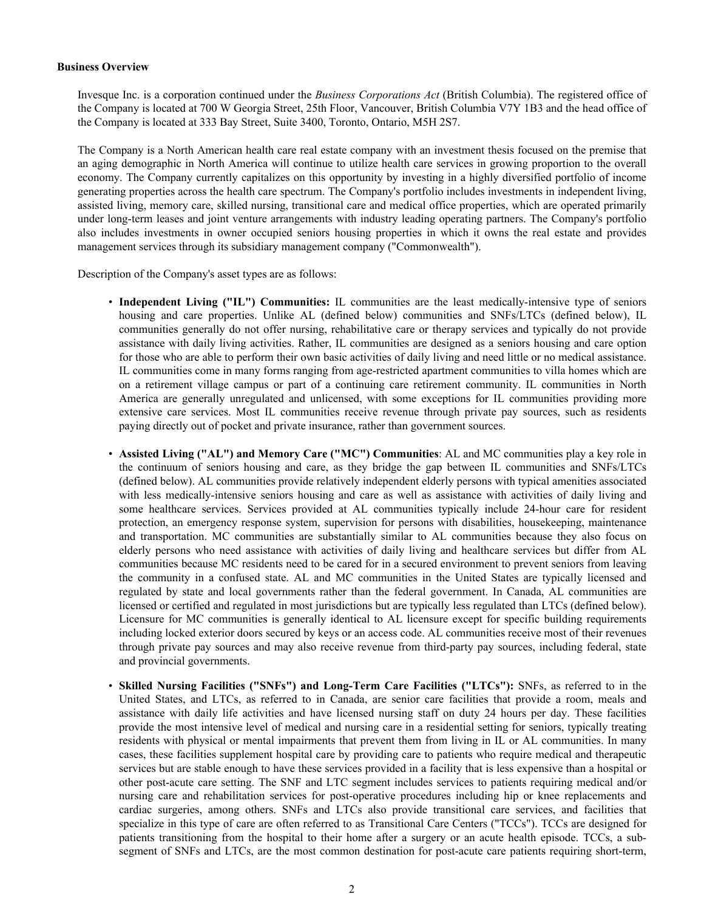**Business Overview**

Invesque Inc. is a corporation continued under the *Business Corporations Act* (British Columbia). The registered office of the Company is located at 700 W Georgia Street, 25th Floor, Vancouver, British Columbia V7Y 1B3 and the head office of the Company is located at 333 Bay Street, Suite 3400, Toronto, Ontario, M5H 2S7.

The Company is a North American health care real estate company with an investment thesis focused on the premise that an aging demographic in North America will continue to utilize health care services in growing proportion to the overall economy. The Company currently capitalizes on this opportunity by investing in a highly diversified portfolio of income generating properties across the health care spectrum. The Company's portfolio includes investments in independent living, assisted living, memory care, skilled nursing, transitional care and medical office properties, which are operated primarily under long-term leases and joint venture arrangements with industry leading operating partners. The Company's portfolio also includes investments in owner occupied seniors housing properties in which it owns the real estate and provides management services through its subsidiary management company ("Commonwealth").

Description of the Company's asset types are as follows:

- **Independent Living ("IL") Communities:** IL communities are the least medically-intensive type of seniors housing and care properties. Unlike AL (defined below) communities and SNFs/LTCs (defined below), IL communities generally do not offer nursing, rehabilitative care or therapy services and typically do not provide assistance with daily living activities. Rather, IL communities are designed as a seniors housing and care option for those who are able to perform their own basic activities of daily living and need little or no medical assistance. IL communities come in many forms ranging from age-restricted apartment communities to villa homes which are on a retirement village campus or part of a continuing care retirement community. IL communities in North America are generally unregulated and unlicensed, with some exceptions for IL communities providing more extensive care services. Most IL communities receive revenue through private pay sources, such as residents paying directly out of pocket and private insurance, rather than government sources.

- **Assisted Living ("AL") and Memory Care ("MC") Communities**: AL and MC communities play a key role in the continuum of seniors housing and care, as they bridge the gap between IL communities and SNFs/LTCs (defined below). AL communities provide relatively independent elderly persons with typical amenities associated with less medically-intensive seniors housing and care as well as assistance with activities of daily living and some healthcare services. Services provided at AL communities typically include 24-hour care for resident protection, an emergency response system, supervision for persons with disabilities, housekeeping, maintenance and transportation. MC communities are substantially similar to AL communities because they also focus on elderly persons who need assistance with activities of daily living and healthcare services but differ from AL communities because MC residents need to be cared for in a secured environment to prevent seniors from leaving the community in a confused state. AL and MC communities in the United States are typically licensed and regulated by state and local governments rather than the federal government. In Canada, AL communities are licensed or certified and regulated in most jurisdictions but are typically less regulated than LTCs (defined below). Licensure for MC communities is generally identical to AL licensure except for specific building requirements including locked exterior doors secured by keys or an access code. AL communities receive most of their revenues through private pay sources and may also receive revenue from third-party pay sources, including federal, state and provincial governments.

- **Skilled Nursing Facilities ("SNFs") and Long-Term Care Facilities ("LTCs"):** SNFs, as referred to in the United States, and LTCs, as referred to in Canada, are senior care facilities that provide a room, meals and assistance with daily life activities and have licensed nursing staff on duty 24 hours per day. These facilities provide the most intensive level of medical and nursing care in a residential setting for seniors, typically treating residents with physical or mental impairments that prevent them from living in IL or AL communities. In many cases, these facilities supplement hospital care by providing care to patients who require medical and therapeutic services but are stable enough to have these services provided in a facility that is less expensive than a hospital or other post-acute care setting. The SNF and LTC segment includes services to patients requiring medical and/or nursing care and rehabilitation services for post-operative procedures including hip or knee replacements and cardiac surgeries, among others. SNFs and LTCs also provide transitional care services, and facilities that specialize in this type of care are often referred to as Transitional Care Centers ("TCCs"). TCCs are designed for patients transitioning from the hospital to their home after a surgery or an acute health episode. TCCs, a sub-segment of SNFs and LTCs, are the most common destination for post-acute care patients requiring short-term,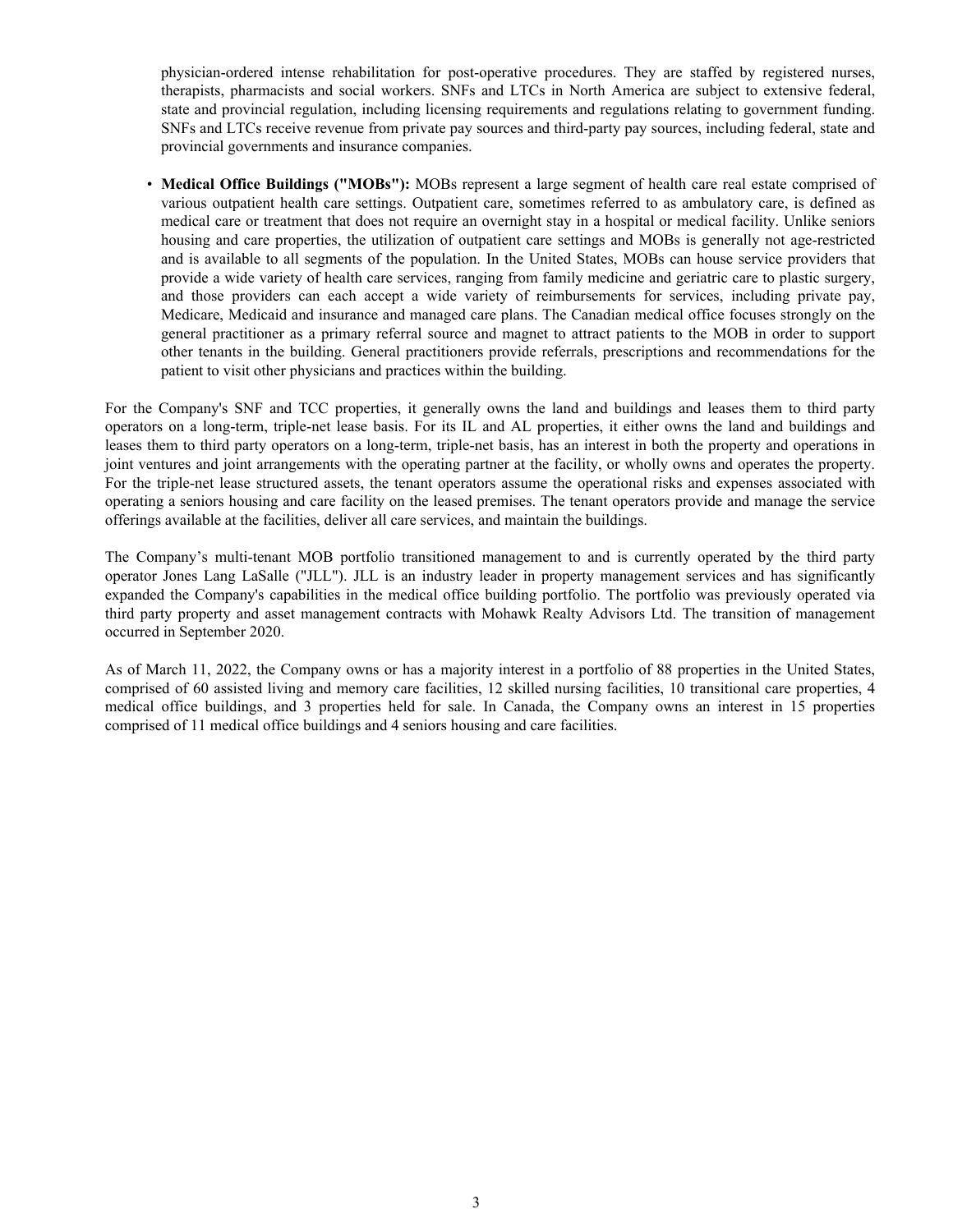physician-ordered intense rehabilitation for post-operative procedures. They are staffed by registered nurses, therapists, pharmacists and social workers. SNFs and LTCs in North America are subject to extensive federal, state and provincial regulation, including licensing requirements and regulations relating to government funding. SNFs and LTCs receive revenue from private pay sources and third-party pay sources, including federal, state and provincial governments and insurance companies.

- **Medical Office Buildings ("MOBs"):** MOBs represent a large segment of health care real estate comprised of various outpatient health care settings. Outpatient care, sometimes referred to as ambulatory care, is defined as medical care or treatment that does not require an overnight stay in a hospital or medical facility. Unlike seniors housing and care properties, the utilization of outpatient care settings and MOBs is generally not age-restricted and is available to all segments of the population. In the United States, MOBs can house service providers that provide a wide variety of health care services, ranging from family medicine and geriatric care to plastic surgery, and those providers can each accept a wide variety of reimbursements for services, including private pay, Medicare, Medicaid and insurance and managed care plans. The Canadian medical office focuses strongly on the general practitioner as a primary referral source and magnet to attract patients to the MOB in order to support other tenants in the building. General practitioners provide referrals, prescriptions and recommendations for the patient to visit other physicians and practices within the building.

For the Company's SNF and TCC properties, it generally owns the land and buildings and leases them to third party operators on a long-term, triple-net lease basis. For its IL and AL properties, it either owns the land and buildings and leases them to third party operators on a long-term, triple-net basis, has an interest in both the property and operations in joint ventures and joint arrangements with the operating partner at the facility, or wholly owns and operates the property. For the triple-net lease structured assets, the tenant operators assume the operational risks and expenses associated with operating a seniors housing and care facility on the leased premises. The tenant operators provide and manage the service offerings available at the facilities, deliver all care services, and maintain the buildings.

The Company's multi-tenant MOB portfolio transitioned management to and is currently operated by the third party operator Jones Lang LaSalle ("JLL"). JLL is an industry leader in property management services and has significantly expanded the Company's capabilities in the medical office building portfolio. The portfolio was previously operated via third party property and asset management contracts with Mohawk Realty Advisors Ltd. The transition of management occurred in September 2020.

As of March 11, 2022, the Company owns or has a majority interest in a portfolio of 88 properties in the United States, comprised of 60 assisted living and memory care facilities, 12 skilled nursing facilities, 10 transitional care properties, 4 medical office buildings, and 3 properties held for sale. In Canada, the Company owns an interest in 15 properties comprised of 11 medical office buildings and 4 seniors housing and care facilities.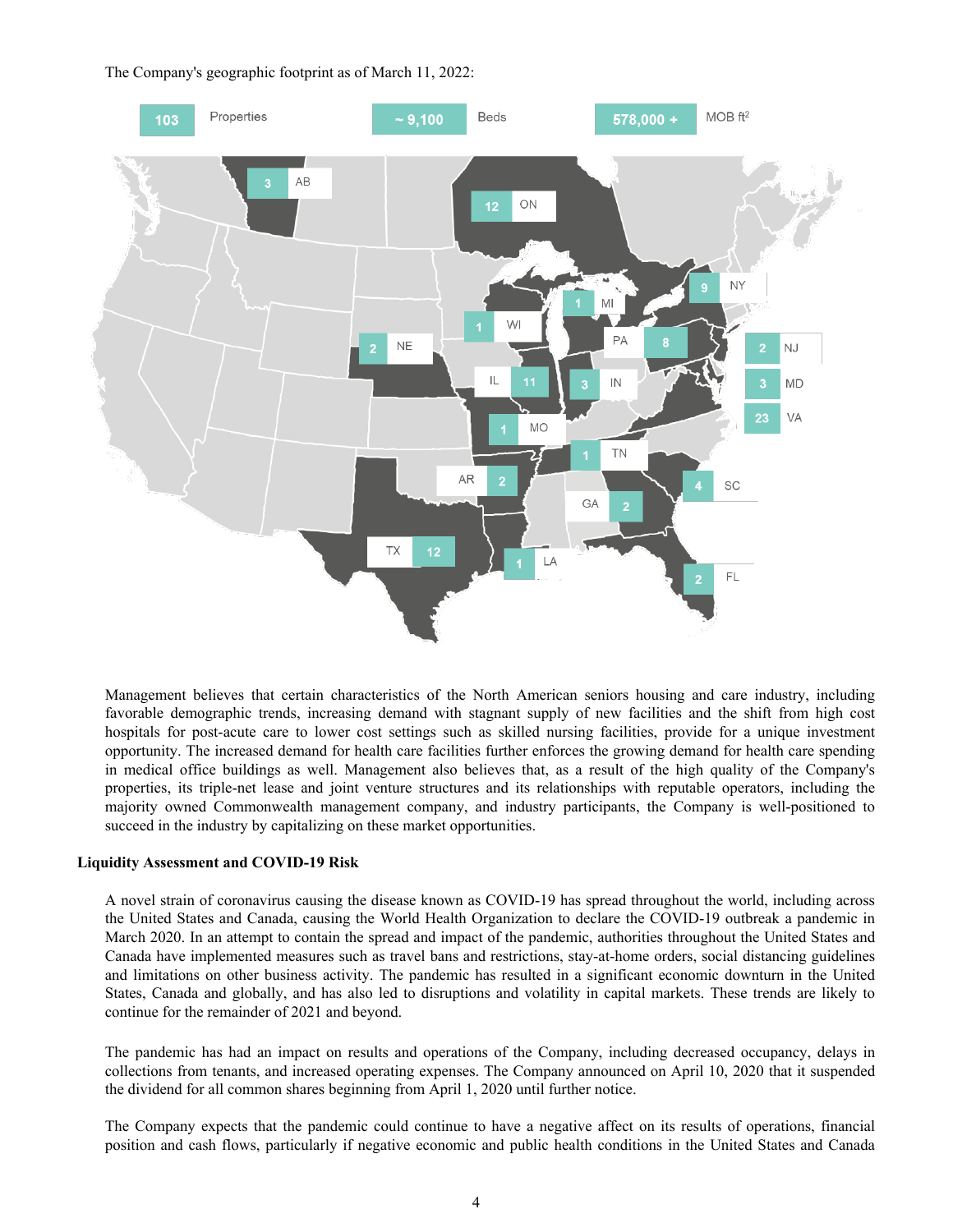The Company's geographic footprint as of March 11, 2022:

| 103 Properties | ~ 9,100 Beds | 578,000 + MOB ft² |
| --- | --- | --- |

| Location | Properties |
| --- | --- |
| AB | 3 |
| ON | 12 |
| NY | 9 |
| MI | 1 |
| WI | 1 |
| NE | 2 |
| PA | 8 |
| NJ | 2 |
| IL | 11 |
| IN | 3 |
| MD | 3 |
| VA | 23 |
| MO | 1 |
| TN | 1 |
| AR | 2 |
| SC | 4 |
| GA | 2 |
| TX | 12 |
| LA | 1 |
| FL | 2 |

Management believes that certain characteristics of the North American seniors housing and care industry, including favorable demographic trends, increasing demand with stagnant supply of new facilities and the shift from high cost hospitals for post-acute care to lower cost settings such as skilled nursing facilities, provide for a unique investment opportunity. The increased demand for health care facilities further enforces the growing demand for health care spending in medical office buildings as well. Management also believes that, as a result of the high quality of the Company's properties, its triple-net lease and joint venture structures and its relationships with reputable operators, including the majority owned Commonwealth management company, and industry participants, the Company is well-positioned to succeed in the industry by capitalizing on these market opportunities.

**Liquidity Assessment and COVID-19 Risk**

A novel strain of coronavirus causing the disease known as COVID-19 has spread throughout the world, including across the United States and Canada, causing the World Health Organization to declare the COVID-19 outbreak a pandemic in March 2020. In an attempt to contain the spread and impact of the pandemic, authorities throughout the United States and Canada have implemented measures such as travel bans and restrictions, stay-at-home orders, social distancing guidelines and limitations on other business activity. The pandemic has resulted in a significant economic downturn in the United States, Canada and globally, and has also led to disruptions and volatility in capital markets. These trends are likely to continue for the remainder of 2021 and beyond.

The pandemic has had an impact on results and operations of the Company, including decreased occupancy, delays in collections from tenants, and increased operating expenses. The Company announced on April 10, 2020 that it suspended the dividend for all common shares beginning from April 1, 2020 until further notice.

The Company expects that the pandemic could continue to have a negative affect on its results of operations, financial position and cash flows, particularly if negative economic and public health conditions in the United States and Canada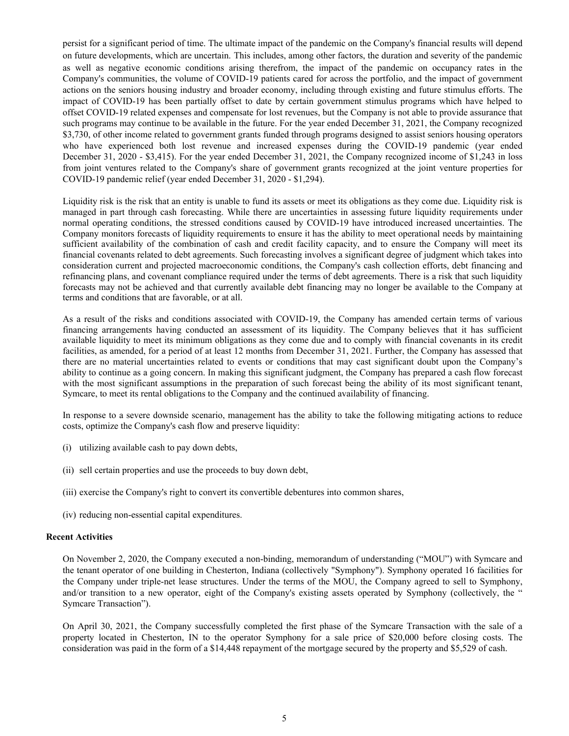persist for a significant period of time. The ultimate impact of the pandemic on the Company's financial results will depend on future developments, which are uncertain. This includes, among other factors, the duration and severity of the pandemic as well as negative economic conditions arising therefrom, the impact of the pandemic on occupancy rates in the Company's communities, the volume of COVID-19 patients cared for across the portfolio, and the impact of government actions on the seniors housing industry and broader economy, including through existing and future stimulus efforts. The impact of COVID-19 has been partially offset to date by certain government stimulus programs which have helped to offset COVID-19 related expenses and compensate for lost revenues, but the Company is not able to provide assurance that such programs may continue to be available in the future. For the year ended December 31, 2021, the Company recognized $3,730, of other income related to government grants funded through programs designed to assist seniors housing operators who have experienced both lost revenue and increased expenses during the COVID-19 pandemic (year ended December 31, 2020 - $3,415). For the year ended December 31, 2021, the Company recognized income of $1,243 in loss from joint ventures related to the Company's share of government grants recognized at the joint venture properties for COVID-19 pandemic relief (year ended December 31, 2020 - $1,294).

Liquidity risk is the risk that an entity is unable to fund its assets or meet its obligations as they come due. Liquidity risk is managed in part through cash forecasting. While there are uncertainties in assessing future liquidity requirements under normal operating conditions, the stressed conditions caused by COVID-19 have introduced increased uncertainties. The Company monitors forecasts of liquidity requirements to ensure it has the ability to meet operational needs by maintaining sufficient availability of the combination of cash and credit facility capacity, and to ensure the Company will meet its financial covenants related to debt agreements. Such forecasting involves a significant degree of judgment which takes into consideration current and projected macroeconomic conditions, the Company's cash collection efforts, debt financing and refinancing plans, and covenant compliance required under the terms of debt agreements. There is a risk that such liquidity forecasts may not be achieved and that currently available debt financing may no longer be available to the Company at terms and conditions that are favorable, or at all.

As a result of the risks and conditions associated with COVID-19, the Company has amended certain terms of various financing arrangements having conducted an assessment of its liquidity. The Company believes that it has sufficient available liquidity to meet its minimum obligations as they come due and to comply with financial covenants in its credit facilities, as amended, for a period of at least 12 months from December 31, 2021. Further, the Company has assessed that there are no material uncertainties related to events or conditions that may cast significant doubt upon the Company's ability to continue as a going concern. In making this significant judgment, the Company has prepared a cash flow forecast with the most significant assumptions in the preparation of such forecast being the ability of its most significant tenant, Symcare, to meet its rental obligations to the Company and the continued availability of financing.

In response to a severe downside scenario, management has the ability to take the following mitigating actions to reduce costs, optimize the Company's cash flow and preserve liquidity:

(i) utilizing available cash to pay down debts,

(ii) sell certain properties and use the proceeds to buy down debt,

(iii) exercise the Company's right to convert its convertible debentures into common shares,

(iv) reducing non-essential capital expenditures.

**Recent Activities**

On November 2, 2020, the Company executed a non-binding, memorandum of understanding ("MOU") with Symcare and the tenant operator of one building in Chesterton, Indiana (collectively "Symphony"). Symphony operated 16 facilities for the Company under triple-net lease structures. Under the terms of the MOU, the Company agreed to sell to Symphony, and/or transition to a new operator, eight of the Company's existing assets operated by Symphony (collectively, the " Symcare Transaction").

On April 30, 2021, the Company successfully completed the first phase of the Symcare Transaction with the sale of a property located in Chesterton, IN to the operator Symphony for a sale price of $20,000 before closing costs. The consideration was paid in the form of a $14,448 repayment of the mortgage secured by the property and $5,529 of cash.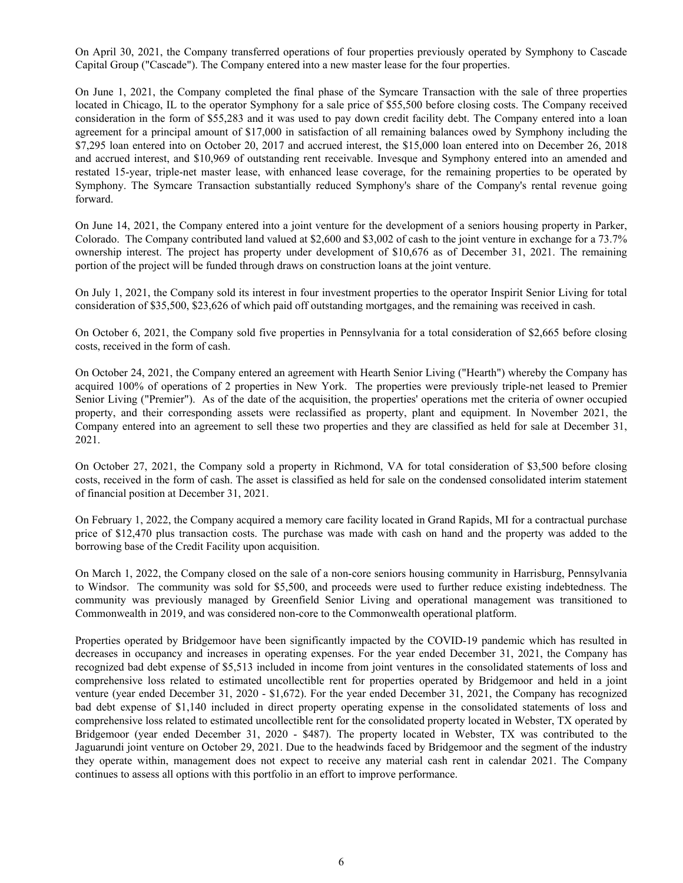On April 30, 2021, the Company transferred operations of four properties previously operated by Symphony to Cascade Capital Group ("Cascade"). The Company entered into a new master lease for the four properties.

On June 1, 2021, the Company completed the final phase of the Symcare Transaction with the sale of three properties located in Chicago, IL to the operator Symphony for a sale price of $55,500 before closing costs. The Company received consideration in the form of $55,283 and it was used to pay down credit facility debt. The Company entered into a loan agreement for a principal amount of $17,000 in satisfaction of all remaining balances owed by Symphony including the $7,295 loan entered into on October 20, 2017 and accrued interest, the $15,000 loan entered into on December 26, 2018 and accrued interest, and $10,969 of outstanding rent receivable. Invesque and Symphony entered into an amended and restated 15-year, triple-net master lease, with enhanced lease coverage, for the remaining properties to be operated by Symphony. The Symcare Transaction substantially reduced Symphony's share of the Company's rental revenue going forward.

On June 14, 2021, the Company entered into a joint venture for the development of a seniors housing property in Parker, Colorado. The Company contributed land valued at $2,600 and $3,002 of cash to the joint venture in exchange for a 73.7% ownership interest. The project has property under development of $10,676 as of December 31, 2021. The remaining portion of the project will be funded through draws on construction loans at the joint venture.

On July 1, 2021, the Company sold its interest in four investment properties to the operator Inspirit Senior Living for total consideration of $35,500, $23,626 of which paid off outstanding mortgages, and the remaining was received in cash.

On October 6, 2021, the Company sold five properties in Pennsylvania for a total consideration of $2,665 before closing costs, received in the form of cash.

On October 24, 2021, the Company entered an agreement with Hearth Senior Living ("Hearth") whereby the Company has acquired 100% of operations of 2 properties in New York. The properties were previously triple-net leased to Premier Senior Living ("Premier"). As of the date of the acquisition, the properties' operations met the criteria of owner occupied property, and their corresponding assets were reclassified as property, plant and equipment. In November 2021, the Company entered into an agreement to sell these two properties and they are classified as held for sale at December 31, 2021.

On October 27, 2021, the Company sold a property in Richmond, VA for total consideration of $3,500 before closing costs, received in the form of cash. The asset is classified as held for sale on the condensed consolidated interim statement of financial position at December 31, 2021.

On February 1, 2022, the Company acquired a memory care facility located in Grand Rapids, MI for a contractual purchase price of $12,470 plus transaction costs. The purchase was made with cash on hand and the property was added to the borrowing base of the Credit Facility upon acquisition.

On March 1, 2022, the Company closed on the sale of a non-core seniors housing community in Harrisburg, Pennsylvania to Windsor. The community was sold for $5,500, and proceeds were used to further reduce existing indebtedness. The community was previously managed by Greenfield Senior Living and operational management was transitioned to Commonwealth in 2019, and was considered non-core to the Commonwealth operational platform.

Properties operated by Bridgemoor have been significantly impacted by the COVID-19 pandemic which has resulted in decreases in occupancy and increases in operating expenses. For the year ended December 31, 2021, the Company has recognized bad debt expense of $5,513 included in income from joint ventures in the consolidated statements of loss and comprehensive loss related to estimated uncollectible rent for properties operated by Bridgemoor and held in a joint venture (year ended December 31, 2020 - $1,672). For the year ended December 31, 2021, the Company has recognized bad debt expense of $1,140 included in direct property operating expense in the consolidated statements of loss and comprehensive loss related to estimated uncollectible rent for the consolidated property located in Webster, TX operated by Bridgemoor (year ended December 31, 2020 - $487). The property located in Webster, TX was contributed to the Jaguarundi joint venture on October 29, 2021. Due to the headwinds faced by Bridgemoor and the segment of the industry they operate within, management does not expect to receive any material cash rent in calendar 2021. The Company continues to assess all options with this portfolio in an effort to improve performance.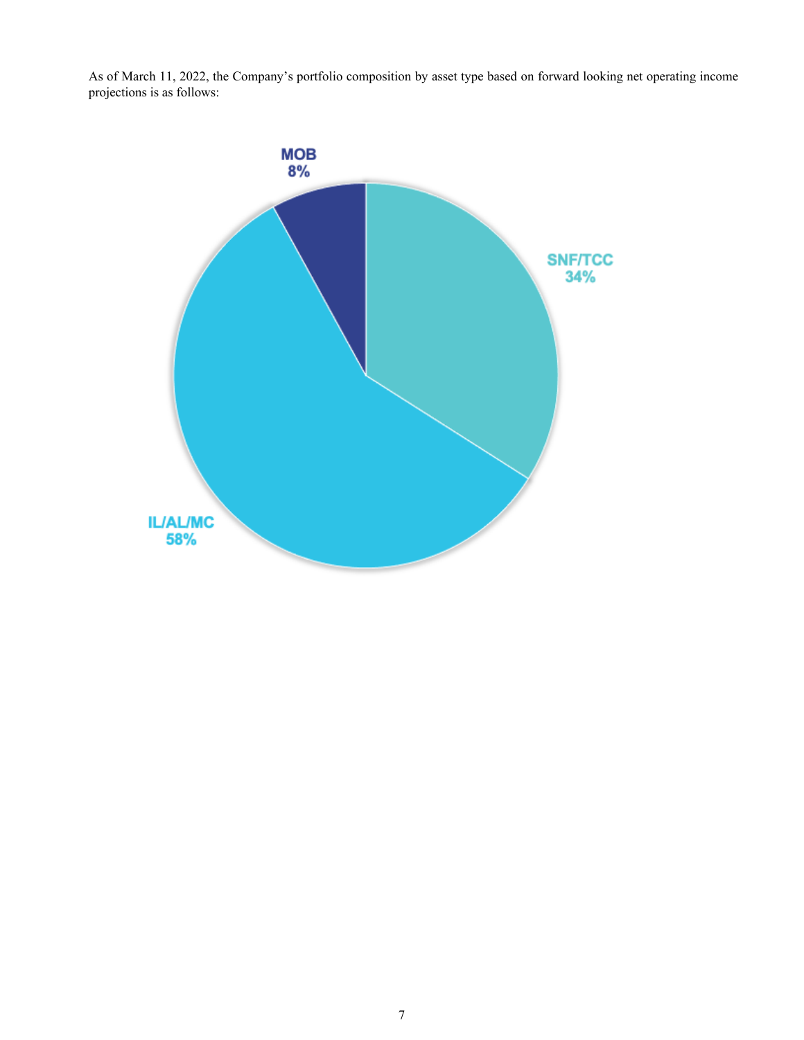As of March 11, 2022, the Company's portfolio composition by asset type based on forward looking net operating income projections is as follows:

MOB
8%

SNF/TCC
34%

IL/AL/MC
58%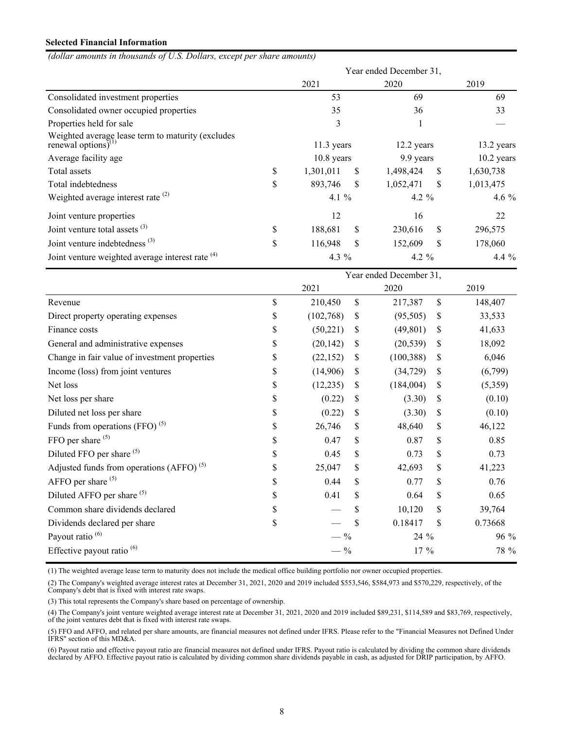**Selected Financial Information**

*(dollar amounts in thousands of U.S. Dollars, except per share amounts)*

| | Year ended December 31, | | |
|---|---|---|---|
| | 2021 | 2020 | 2019 |
| Consolidated investment properties | 53 | 69 | 69 |
| Consolidated owner occupied properties | 35 | 36 | 33 |
| Properties held for sale | 3 | 1 | — |
| Weighted average lease term to maturity (excludes renewal options)[1] | 11.3 years | 12.2 years | 13.2 years |
| Average facility age | 10.8 years | 9.9 years | 10.2 years |
| Total assets | $ 1,301,011 | $ 1,498,424 | $ 1,630,738 |
| Total indebtedness | $ 893,746 | $ 1,052,471 | $ 1,013,475 |
| Weighted average interest rate [2] | 4.1 % | 4.2 % | 4.6 % |
| Joint venture properties | 12 | 16 | 22 |
| Joint venture total assets [3] | $ 188,681 | $ 230,616 | $ 296,575 |
| Joint venture indebtedness [3] | $ 116,948 | $ 152,609 | $ 178,060 |
| Joint venture weighted average interest rate [4] | 4.3 % | 4.2 % | 4.4 % |

| | Year ended December 31, | | |
|---|---|---|---|
| | 2021 | 2020 | 2019 |
| Revenue | $ 210,450 | $ 217,387 | $ 148,407 |
| Direct property operating expenses | $ (102,768) | $ (95,505) | $ 33,533 |
| Finance costs | $ (50,221) | $ (49,801) | $ 41,633 |
| General and administrative expenses | $ (20,142) | $ (20,539) | $ 18,092 |
| Change in fair value of investment properties | $ (22,152) | $ (100,388) | $ 6,046 |
| Income (loss) from joint ventures | $ (14,906) | $ (34,729) | $ (6,799) |
| Net loss | $ (12,235) | $ (184,004) | $ (5,359) |
| Net loss per share | $ (0.22) | $ (3.30) | $ (0.10) |
| Diluted net loss per share | $ (0.22) | $ (3.30) | $ (0.10) |
| Funds from operations (FFO) [5] | $ 26,746 | $ 48,640 | $ 46,122 |
| FFO per share [5] | $ 0.47 | $ 0.87 | $ 0.85 |
| Diluted FFO per share [5] | $ 0.45 | $ 0.73 | $ 0.73 |
| Adjusted funds from operations (AFFO) [5] | $ 25,047 | $ 42,693 | $ 41,223 |
| AFFO per share [5] | $ 0.44 | $ 0.77 | $ 0.76 |
| Diluted AFFO per share [5] | $ 0.41 | $ 0.64 | $ 0.65 |
| Common share dividends declared | $ — | $ 10,120 | $ 39,764 |
| Dividends declared per share | $ — | $ 0.18417 | $ 0.73668 |
| Payout ratio [6] | — % | 24 % | 96 % |
| Effective payout ratio [6] | — % | 17 % | 78 % |

(1) The weighted average lease term to maturity does not include the medical office building portfolio nor owner occupied properties.

(2) The Company's weighted average interest rates at December 31, 2021, 2020 and 2019 included $553,546, $584,973 and $570,229, respectively, of the Company's debt that is fixed with interest rate swaps.

(3) This total represents the Company's share based on percentage of ownership.

(4) The Company's joint venture weighted average interest rate at December 31, 2021, 2020 and 2019 included $89,231, $114,589 and $83,769, respectively, of the joint ventures debt that is fixed with interest rate swaps.

(5) FFO and AFFO, and related per share amounts, are financial measures not defined under IFRS. Please refer to the "Financial Measures not Defined Under IFRS" section of this MD&A.

(6) Payout ratio and effective payout ratio are financial measures not defined under IFRS. Payout ratio is calculated by dividing the common share dividends declared by AFFO. Effective payout ratio is calculated by dividing common share dividends payable in cash, as adjusted for DRIP participation, by AFFO.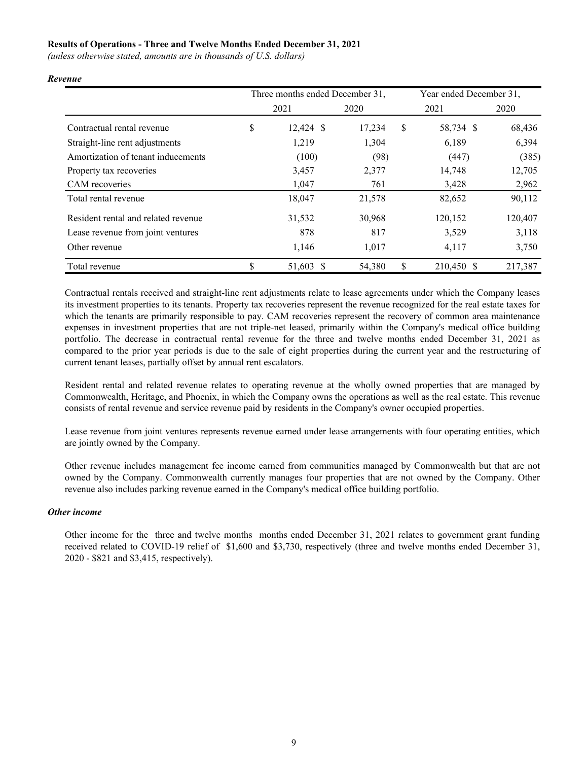**Results of Operations - Three and Twelve Months Ended December 31, 2021**

*(unless otherwise stated, amounts are in thousands of U.S. dollars)*

***Revenue***

| | Three months ended December 31, | | Year ended December 31, | |
|---|---|---|---|---|
| | 2021 | 2020 | 2021 | 2020 |
| Contractual rental revenue | $ 12,424 | $ 17,234 | $ 58,734 | $ 68,436 |
| Straight-line rent adjustments | 1,219 | 1,304 | 6,189 | 6,394 |
| Amortization of tenant inducements | (100) | (98) | (447) | (385) |
| Property tax recoveries | 3,457 | 2,377 | 14,748 | 12,705 |
| CAM recoveries | 1,047 | 761 | 3,428 | 2,962 |
| Total rental revenue | 18,047 | 21,578 | 82,652 | 90,112 |
| Resident rental and related revenue | 31,532 | 30,968 | 120,152 | 120,407 |
| Lease revenue from joint ventures | 878 | 817 | 3,529 | 3,118 |
| Other revenue | 1,146 | 1,017 | 4,117 | 3,750 |
| Total revenue | $ 51,603 | $ 54,380 | $ 210,450 | $ 217,387 |

Contractual rentals received and straight-line rent adjustments relate to lease agreements under which the Company leases its investment properties to its tenants. Property tax recoveries represent the revenue recognized for the real estate taxes for which the tenants are primarily responsible to pay. CAM recoveries represent the recovery of common area maintenance expenses in investment properties that are not triple-net leased, primarily within the Company's medical office building portfolio. The decrease in contractual rental revenue for the three and twelve months ended December 31, 2021 as compared to the prior year periods is due to the sale of eight properties during the current year and the restructuring of current tenant leases, partially offset by annual rent escalators.

Resident rental and related revenue relates to operating revenue at the wholly owned properties that are managed by Commonwealth, Heritage, and Phoenix, in which the Company owns the operations as well as the real estate. This revenue consists of rental revenue and service revenue paid by residents in the Company's owner occupied properties.

Lease revenue from joint ventures represents revenue earned under lease arrangements with four operating entities, which are jointly owned by the Company.

Other revenue includes management fee income earned from communities managed by Commonwealth but that are not owned by the Company. Commonwealth currently manages four properties that are not owned by the Company. Other revenue also includes parking revenue earned in the Company's medical office building portfolio.

***Other income***

Other income for the three and twelve months months ended December 31, 2021 relates to government grant funding received related to COVID-19 relief of $1,600 and $3,730, respectively (three and twelve months ended December 31, 2020 - $821 and $3,415, respectively).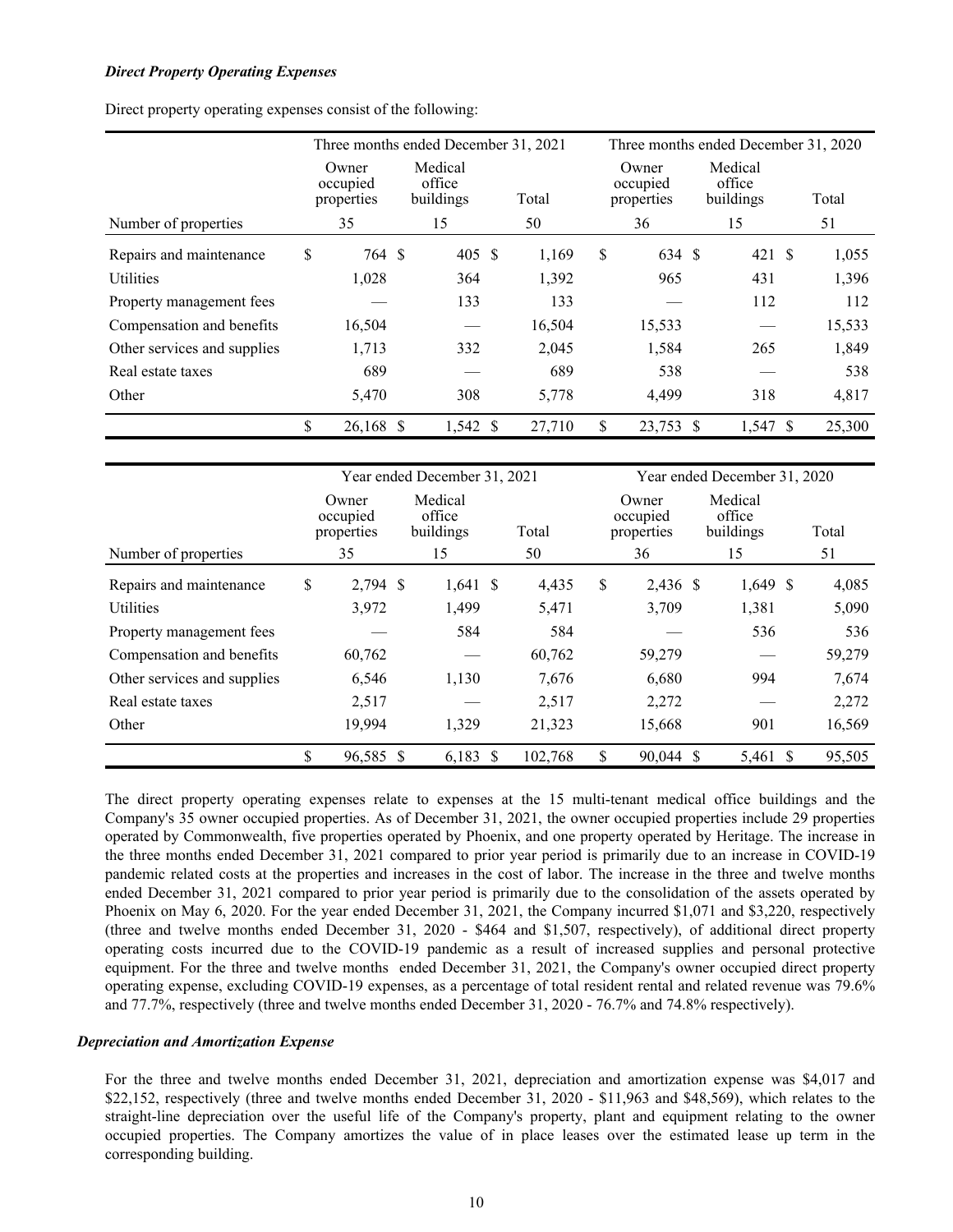### *Direct Property Operating Expenses*

Direct property operating expenses consist of the following:

| | Three months ended December 31, 2021 | | | Three months ended December 31, 2020 | | |
|---|---|---|---|---|---|---|
| | Owner occupied properties | Medical office buildings | Total | Owner occupied properties | Medical office buildings | Total |
| Number of properties | 35 | 15 | 50 | 36 | 15 | 51 |
| Repairs and maintenance | $ 764 | $ 405 | $ 1,169 | $ 634 | $ 421 | $ 1,055 |
| Utilities | 1,028 | 364 | 1,392 | 965 | 431 | 1,396 |
| Property management fees | — | 133 | 133 | — | 112 | 112 |
| Compensation and benefits | 16,504 | — | 16,504 | 15,533 | — | 15,533 |
| Other services and supplies | 1,713 | 332 | 2,045 | 1,584 | 265 | 1,849 |
| Real estate taxes | 689 | — | 689 | 538 | — | 538 |
| Other | 5,470 | 308 | 5,778 | 4,499 | 318 | 4,817 |
| | $ 26,168 | $ 1,542 | $ 27,710 | $ 23,753 | $ 1,547 | $ 25,300 |

| | Year ended December 31, 2021 | | | Year ended December 31, 2020 | | |
|---|---|---|---|---|---|---|
| | Owner occupied properties | Medical office buildings | Total | Owner occupied properties | Medical office buildings | Total |
| Number of properties | 35 | 15 | 50 | 36 | 15 | 51 |
| Repairs and maintenance | $ 2,794 | $ 1,641 | $ 4,435 | $ 2,436 | $ 1,649 | $ 4,085 |
| Utilities | 3,972 | 1,499 | 5,471 | 3,709 | 1,381 | 5,090 |
| Property management fees | — | 584 | 584 | — | 536 | 536 |
| Compensation and benefits | 60,762 | — | 60,762 | 59,279 | — | 59,279 |
| Other services and supplies | 6,546 | 1,130 | 7,676 | 6,680 | 994 | 7,674 |
| Real estate taxes | 2,517 | — | 2,517 | 2,272 | — | 2,272 |
| Other | 19,994 | 1,329 | 21,323 | 15,668 | 901 | 16,569 |
| | $ 96,585 | $ 6,183 | $ 102,768 | $ 90,044 | $ 5,461 | $ 95,505 |

The direct property operating expenses relate to expenses at the 15 multi-tenant medical office buildings and the Company's 35 owner occupied properties. As of December 31, 2021, the owner occupied properties include 29 properties operated by Commonwealth, five properties operated by Phoenix, and one property operated by Heritage. The increase in the three months ended December 31, 2021 compared to prior year period is primarily due to an increase in COVID-19 pandemic related costs at the properties and increases in the cost of labor. The increase in the three and twelve months ended December 31, 2021 compared to prior year period is primarily due to the consolidation of the assets operated by Phoenix on May 6, 2020. For the year ended December 31, 2021, the Company incurred $1,071 and $3,220, respectively (three and twelve months ended December 31, 2020 - $464 and $1,507, respectively), of additional direct property operating costs incurred due to the COVID-19 pandemic as a result of increased supplies and personal protective equipment. For the three and twelve months ended December 31, 2021, the Company's owner occupied direct property operating expense, excluding COVID-19 expenses, as a percentage of total resident rental and related revenue was 79.6% and 77.7%, respectively (three and twelve months ended December 31, 2020 - 76.7% and 74.8% respectively).

### *Depreciation and Amortization Expense*

For the three and twelve months ended December 31, 2021, depreciation and amortization expense was $4,017 and $22,152, respectively (three and twelve months ended December 31, 2020 - $11,963 and $48,569), which relates to the straight-line depreciation over the useful life of the Company's property, plant and equipment relating to the owner occupied properties. The Company amortizes the value of in place leases over the estimated lease up term in the corresponding building.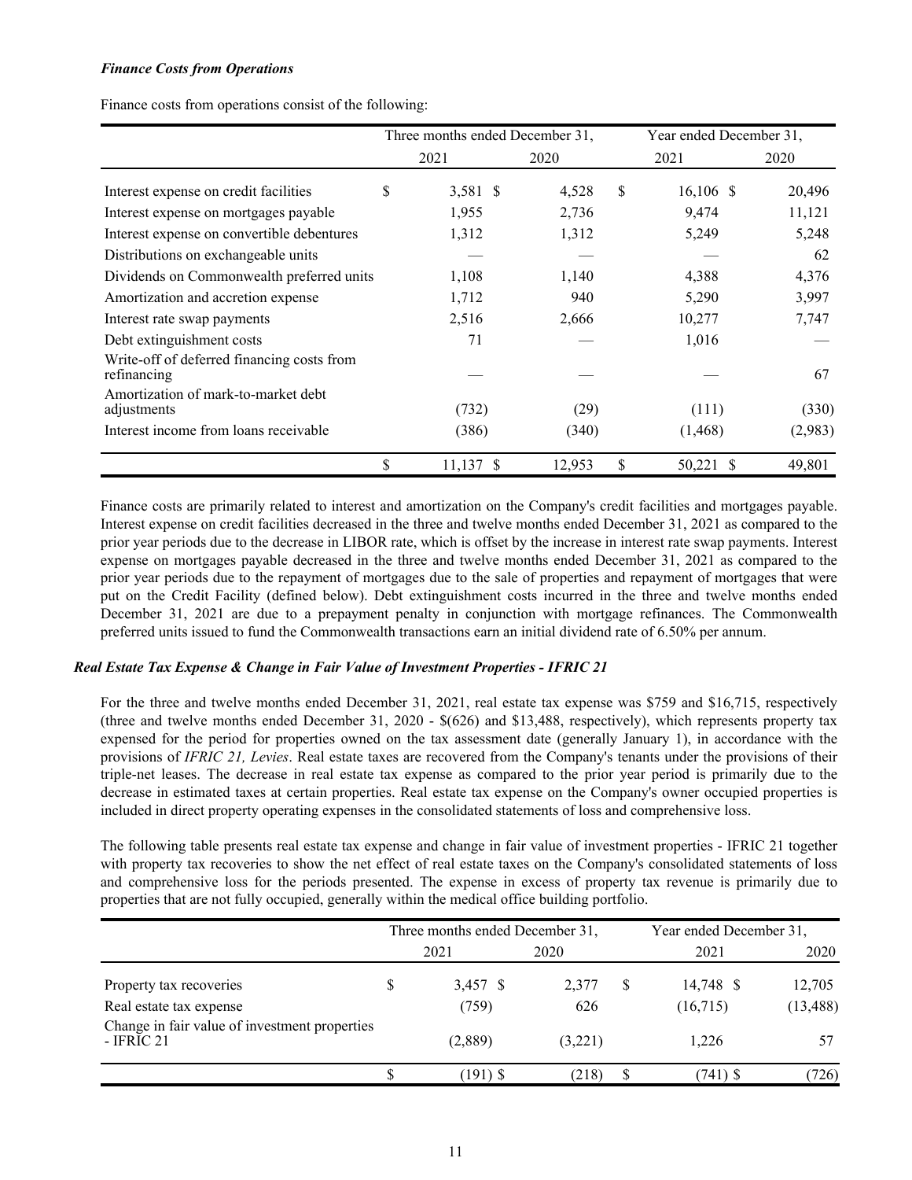### *Finance Costs from Operations*

Finance costs from operations consist of the following:

| | Three months ended December 31, | | Year ended December 31, | |
|---|---|---|---|---|
| | 2021 | 2020 | 2021 | 2020 |
| Interest expense on credit facilities | $ 3,581 | $ 4,528 | $ 16,106 | $ 20,496 |
| Interest expense on mortgages payable | 1,955 | 2,736 | 9,474 | 11,121 |
| Interest expense on convertible debentures | 1,312 | 1,312 | 5,249 | 5,248 |
| Distributions on exchangeable units | — | — | — | 62 |
| Dividends on Commonwealth preferred units | 1,108 | 1,140 | 4,388 | 4,376 |
| Amortization and accretion expense | 1,712 | 940 | 5,290 | 3,997 |
| Interest rate swap payments | 2,516 | 2,666 | 10,277 | 7,747 |
| Debt extinguishment costs | 71 | — | 1,016 | — |
| Write-off of deferred financing costs from refinancing | — | — | — | 67 |
| Amortization of mark-to-market debt adjustments | (732) | (29) | (111) | (330) |
| Interest income from loans receivable | (386) | (340) | (1,468) | (2,983) |
| | $ 11,137 | $ 12,953 | $ 50,221 | $ 49,801 |

Finance costs are primarily related to interest and amortization on the Company's credit facilities and mortgages payable. Interest expense on credit facilities decreased in the three and twelve months ended December 31, 2021 as compared to the prior year periods due to the decrease in LIBOR rate, which is offset by the increase in interest rate swap payments. Interest expense on mortgages payable decreased in the three and twelve months ended December 31, 2021 as compared to the prior year periods due to the repayment of mortgages due to the sale of properties and repayment of mortgages that were put on the Credit Facility (defined below). Debt extinguishment costs incurred in the three and twelve months ended December 31, 2021 are due to a prepayment penalty in conjunction with mortgage refinances. The Commonwealth preferred units issued to fund the Commonwealth transactions earn an initial dividend rate of 6.50% per annum.

### *Real Estate Tax Expense & Change in Fair Value of Investment Properties - IFRIC 21*

For the three and twelve months ended December 31, 2021, real estate tax expense was $759 and $16,715, respectively (three and twelve months ended December 31, 2020 - $(626) and $13,488, respectively), which represents property tax expensed for the period for properties owned on the tax assessment date (generally January 1), in accordance with the provisions of *IFRIC 21, Levies*. Real estate taxes are recovered from the Company's tenants under the provisions of their triple-net leases. The decrease in real estate tax expense as compared to the prior year period is primarily due to the decrease in estimated taxes at certain properties. Real estate tax expense on the Company's owner occupied properties is included in direct property operating expenses in the consolidated statements of loss and comprehensive loss.

The following table presents real estate tax expense and change in fair value of investment properties - IFRIC 21 together with property tax recoveries to show the net effect of real estate taxes on the Company's consolidated statements of loss and comprehensive loss for the periods presented. The expense in excess of property tax revenue is primarily due to properties that are not fully occupied, generally within the medical office building portfolio.

| | Three months ended December 31, | | Year ended December 31, | |
|---|---|---|---|---|
| | 2021 | 2020 | 2021 | 2020 |
| Property tax recoveries | $ 3,457 | $ 2,377 | $ 14,748 | $ 12,705 |
| Real estate tax expense | (759) | 626 | (16,715) | (13,488) |
| Change in fair value of investment properties - IFRIC 21 | (2,889) | (3,221) | 1,226 | 57 |
| | $ (191) | $ (218) | $ (741) | $ (726) |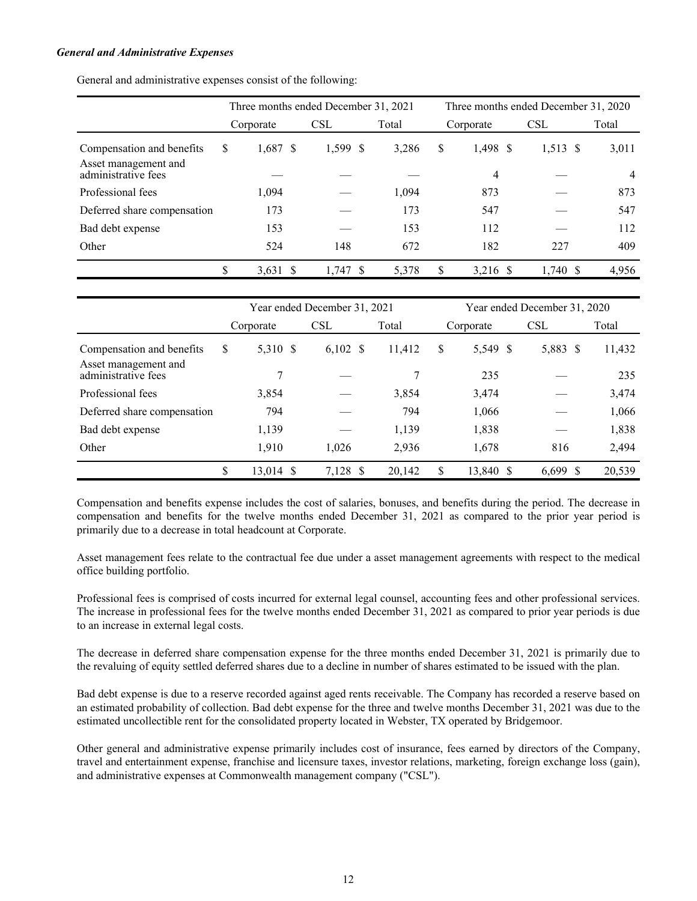### *General and Administrative Expenses*

General and administrative expenses consist of the following:

| | Three months ended December 31, 2021 | | | Three months ended December 31, 2020 | | |
|---|---|---|---|---|---|---|
| | Corporate | CSL | Total | Corporate | CSL | Total |
| Compensation and benefits | $ 1,687 | $ 1,599 | $ 3,286 | $ 1,498 | $ 1,513 | $ 3,011 |
| Asset management and administrative fees | — | — | — | 4 | — | 4 |
| Professional fees | 1,094 | — | 1,094 | 873 | — | 873 |
| Deferred share compensation | 173 | — | 173 | 547 | — | 547 |
| Bad debt expense | 153 | — | 153 | 112 | — | 112 |
| Other | 524 | 148 | 672 | 182 | 227 | 409 |
| | $ 3,631 | $ 1,747 | $ 5,378 | $ 3,216 | $ 1,740 | $ 4,956 |

| | Year ended December 31, 2021 | | | Year ended December 31, 2020 | | |
|---|---|---|---|---|---|---|
| | Corporate | CSL | Total | Corporate | CSL | Total |
| Compensation and benefits | $ 5,310 | $ 6,102 | $ 11,412 | $ 5,549 | $ 5,883 | $ 11,432 |
| Asset management and administrative fees | 7 | — | 7 | 235 | — | 235 |
| Professional fees | 3,854 | — | 3,854 | 3,474 | — | 3,474 |
| Deferred share compensation | 794 | — | 794 | 1,066 | — | 1,066 |
| Bad debt expense | 1,139 | — | 1,139 | 1,838 | — | 1,838 |
| Other | 1,910 | 1,026 | 2,936 | 1,678 | 816 | 2,494 |
| | $ 13,014 | $ 7,128 | $ 20,142 | $ 13,840 | $ 6,699 | $ 20,539 |

Compensation and benefits expense includes the cost of salaries, bonuses, and benefits during the period. The decrease in compensation and benefits for the twelve months ended December 31, 2021 as compared to the prior year period is primarily due to a decrease in total headcount at Corporate.

Asset management fees relate to the contractual fee due under a asset management agreements with respect to the medical office building portfolio.

Professional fees is comprised of costs incurred for external legal counsel, accounting fees and other professional services. The increase in professional fees for the twelve months ended December 31, 2021 as compared to prior year periods is due to an increase in external legal costs.

The decrease in deferred share compensation expense for the three months ended December 31, 2021 is primarily due to the revaluing of equity settled deferred shares due to a decline in number of shares estimated to be issued with the plan.

Bad debt expense is due to a reserve recorded against aged rents receivable. The Company has recorded a reserve based on an estimated probability of collection. Bad debt expense for the three and twelve months December 31, 2021 was due to the estimated uncollectible rent for the consolidated property located in Webster, TX operated by Bridgemoor.

Other general and administrative expense primarily includes cost of insurance, fees earned by directors of the Company, travel and entertainment expense, franchise and licensure taxes, investor relations, marketing, foreign exchange loss (gain), and administrative expenses at Commonwealth management company ("CSL").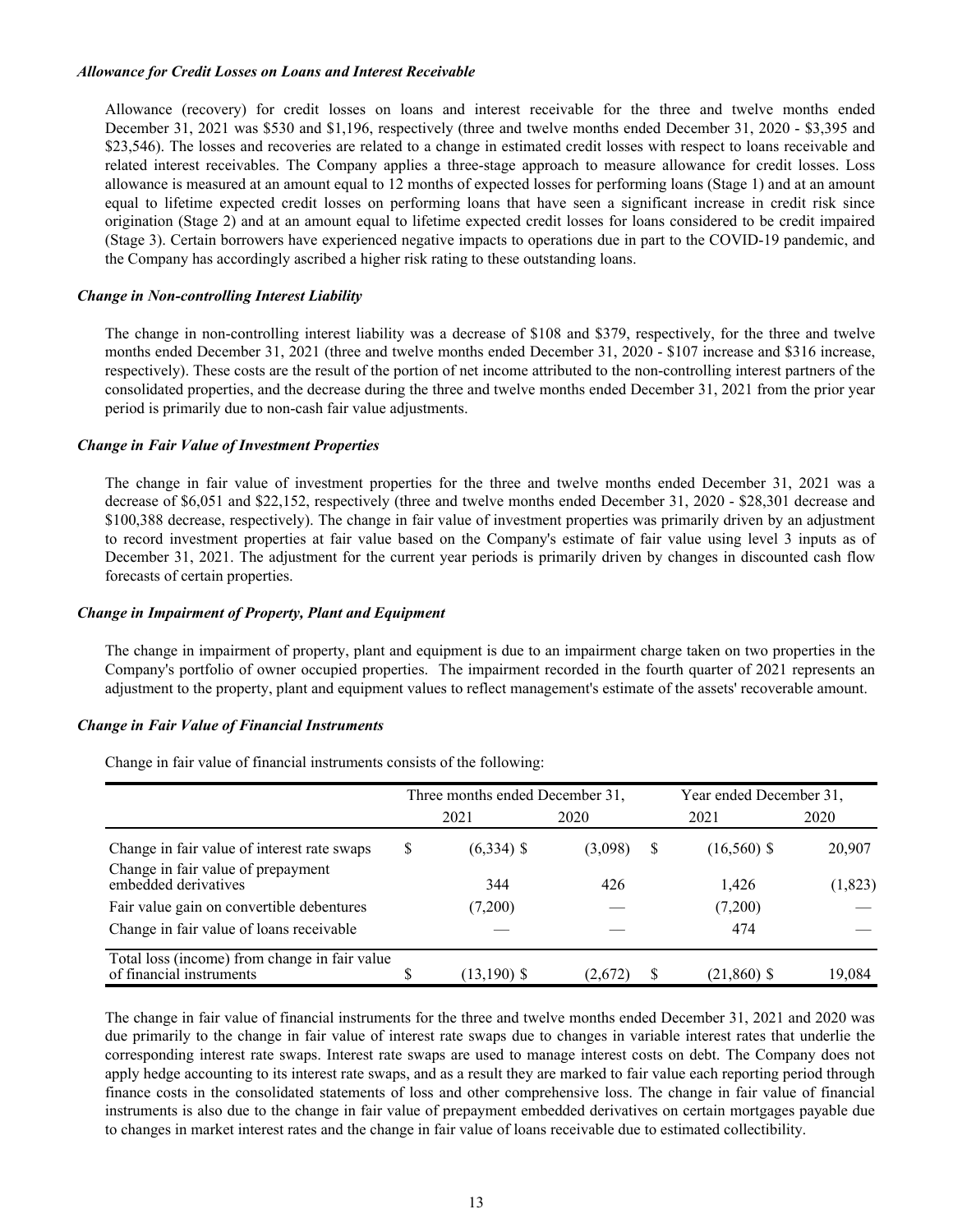### *Allowance for Credit Losses on Loans and Interest Receivable*

Allowance (recovery) for credit losses on loans and interest receivable for the three and twelve months ended December 31, 2021 was $530 and $1,196, respectively (three and twelve months ended December 31, 2020 - $3,395 and $23,546). The losses and recoveries are related to a change in estimated credit losses with respect to loans receivable and related interest receivables. The Company applies a three-stage approach to measure allowance for credit losses. Loss allowance is measured at an amount equal to 12 months of expected losses for performing loans (Stage 1) and at an amount equal to lifetime expected credit losses on performing loans that have seen a significant increase in credit risk since origination (Stage 2) and at an amount equal to lifetime expected credit losses for loans considered to be credit impaired (Stage 3). Certain borrowers have experienced negative impacts to operations due in part to the COVID-19 pandemic, and the Company has accordingly ascribed a higher risk rating to these outstanding loans.

### *Change in Non-controlling Interest Liability*

The change in non-controlling interest liability was a decrease of $108 and $379, respectively, for the three and twelve months ended December 31, 2021 (three and twelve months ended December 31, 2020 - $107 increase and $316 increase, respectively). These costs are the result of the portion of net income attributed to the non-controlling interest partners of the consolidated properties, and the decrease during the three and twelve months ended December 31, 2021 from the prior year period is primarily due to non-cash fair value adjustments.

### *Change in Fair Value of Investment Properties*

The change in fair value of investment properties for the three and twelve months ended December 31, 2021 was a decrease of $6,051 and $22,152, respectively (three and twelve months ended December 31, 2020 - $28,301 decrease and $100,388 decrease, respectively). The change in fair value of investment properties was primarily driven by an adjustment to record investment properties at fair value based on the Company's estimate of fair value using level 3 inputs as of December 31, 2021. The adjustment for the current year periods is primarily driven by changes in discounted cash flow forecasts of certain properties.

### *Change in Impairment of Property, Plant and Equipment*

The change in impairment of property, plant and equipment is due to an impairment charge taken on two properties in the Company's portfolio of owner occupied properties. The impairment recorded in the fourth quarter of 2021 represents an adjustment to the property, plant and equipment values to reflect management's estimate of the assets' recoverable amount.

### *Change in Fair Value of Financial Instruments*

Change in fair value of financial instruments consists of the following:

| | Three months ended December 31, | | Year ended December 31, | |
|---|---|---|---|---|
| | 2021 | 2020 | 2021 | 2020 |
| Change in fair value of interest rate swaps | $ (6,334) | $ (3,098) | $ (16,560) | $ 20,907 |
| Change in fair value of prepayment embedded derivatives | 344 | 426 | 1,426 | (1,823) |
| Fair value gain on convertible debentures | (7,200) | — | (7,200) | — |
| Change in fair value of loans receivable | — | — | 474 | — |
| Total loss (income) from change in fair value of financial instruments | $ (13,190) | $ (2,672) | $ (21,860) | $ 19,084 |

The change in fair value of financial instruments for the three and twelve months ended December 31, 2021 and 2020 was due primarily to the change in fair value of interest rate swaps due to changes in variable interest rates that underlie the corresponding interest rate swaps. Interest rate swaps are used to manage interest costs on debt. The Company does not apply hedge accounting to its interest rate swaps, and as a result they are marked to fair value each reporting period through finance costs in the consolidated statements of loss and other comprehensive loss. The change in fair value of financial instruments is also due to the change in fair value of prepayment embedded derivatives on certain mortgages payable due to changes in market interest rates and the change in fair value of loans receivable due to estimated collectibility.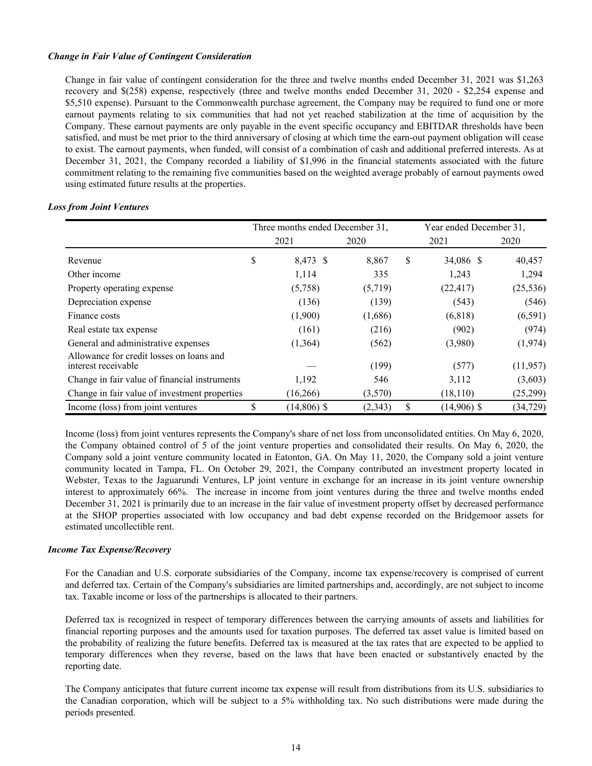***Change in Fair Value of Contingent Consideration***

Change in fair value of contingent consideration for the three and twelve months ended December 31, 2021 was $1,263 recovery and $(258) expense, respectively (three and twelve months ended December 31, 2020 - $2,254 expense and $5,510 expense). Pursuant to the Commonwealth purchase agreement, the Company may be required to fund one or more earnout payments relating to six communities that had not yet reached stabilization at the time of acquisition by the Company. These earnout payments are only payable in the event specific occupancy and EBITDAR thresholds have been satisfied, and must be met prior to the third anniversary of closing at which time the earn-out payment obligation will cease to exist. The earnout payments, when funded, will consist of a combination of cash and additional preferred interests. As at December 31, 2021, the Company recorded a liability of $1,996 in the financial statements associated with the future commitment relating to the remaining five communities based on the weighted average probably of earnout payments owed using estimated future results at the properties.

***Loss from Joint Ventures***

| | Three months ended December 31, | | Year ended December 31, | |
|---|---|---|---|---|
| | 2021 | 2020 | 2021 | 2020 |
| Revenue | $ 8,473 | $ 8,867 | $ 34,086 | $ 40,457 |
| Other income | 1,114 | 335 | 1,243 | 1,294 |
| Property operating expense | (5,758) | (5,719) | (22,417) | (25,536) |
| Depreciation expense | (136) | (139) | (543) | (546) |
| Finance costs | (1,900) | (1,686) | (6,818) | (6,591) |
| Real estate tax expense | (161) | (216) | (902) | (974) |
| General and administrative expenses | (1,364) | (562) | (3,980) | (1,974) |
| Allowance for credit losses on loans and interest receivable | — | (199) | (577) | (11,957) |
| Change in fair value of financial instruments | 1,192 | 546 | 3,112 | (3,603) |
| Change in fair value of investment properties | (16,266) | (3,570) | (18,110) | (25,299) |
| Income (loss) from joint ventures | $ (14,806) | $ (2,343) | $ (14,906) | $ (34,729) |

Income (loss) from joint ventures represents the Company's share of net loss from unconsolidated entities. On May 6, 2020, the Company obtained control of 5 of the joint venture properties and consolidated their results. On May 6, 2020, the Company sold a joint venture community located in Eatonton, GA. On May 11, 2020, the Company sold a joint venture community located in Tampa, FL. On October 29, 2021, the Company contributed an investment property located in Webster, Texas to the Jaguarundi Ventures, LP joint venture in exchange for an increase in its joint venture ownership interest to approximately 66%. The increase in income from joint ventures during the three and twelve months ended December 31, 2021 is primarily due to an increase in the fair value of investment property offset by decreased performance at the SHOP properties associated with low occupancy and bad debt expense recorded on the Bridgemoor assets for estimated uncollectible rent.

***Income Tax Expense/Recovery***

For the Canadian and U.S. corporate subsidiaries of the Company, income tax expense/recovery is comprised of current and deferred tax. Certain of the Company's subsidiaries are limited partnerships and, accordingly, are not subject to income tax. Taxable income or loss of the partnerships is allocated to their partners.

Deferred tax is recognized in respect of temporary differences between the carrying amounts of assets and liabilities for financial reporting purposes and the amounts used for taxation purposes. The deferred tax asset value is limited based on the probability of realizing the future benefits. Deferred tax is measured at the tax rates that are expected to be applied to temporary differences when they reverse, based on the laws that have been enacted or substantively enacted by the reporting date.

The Company anticipates that future current income tax expense will result from distributions from its U.S. subsidiaries to the Canadian corporation, which will be subject to a 5% withholding tax. No such distributions were made during the periods presented.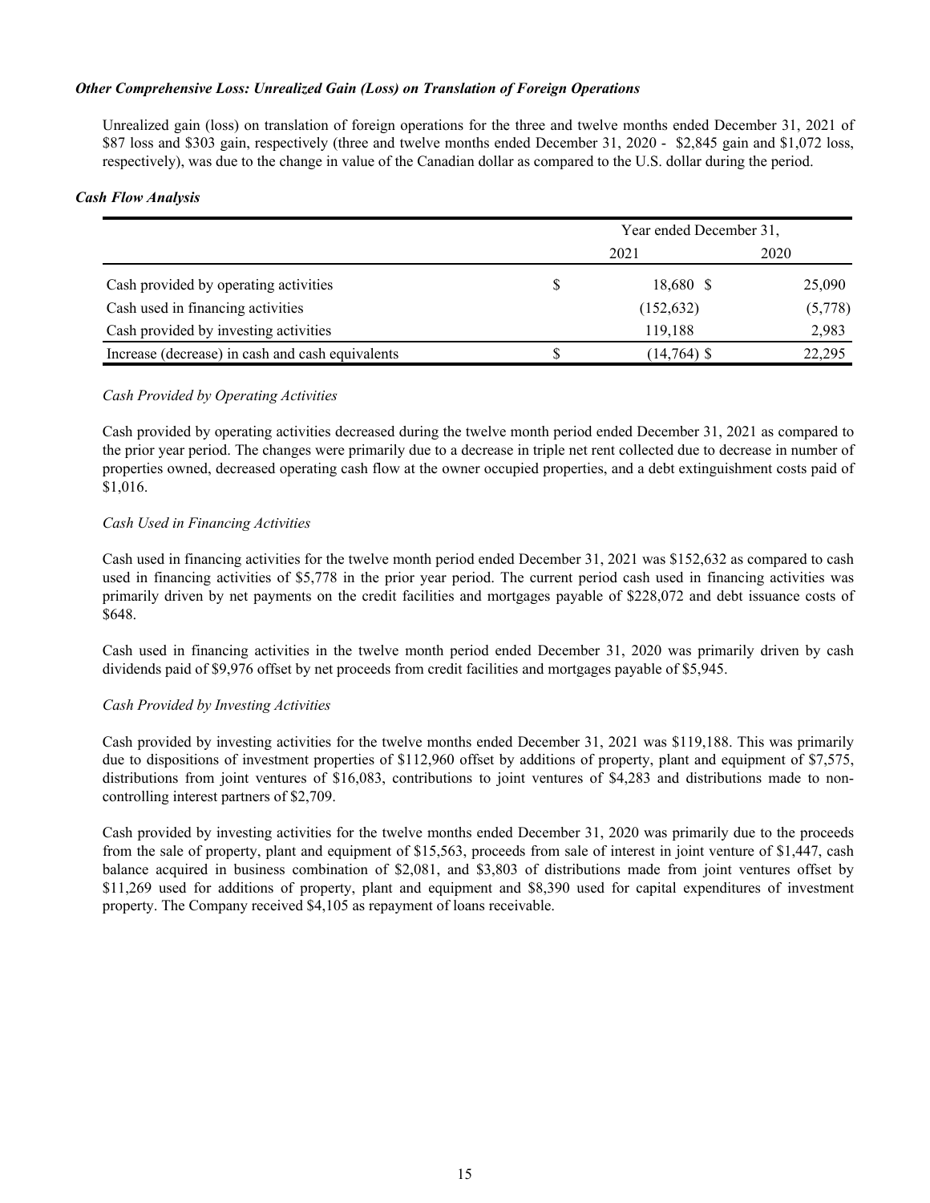***Other Comprehensive Loss: Unrealized Gain (Loss) on Translation of Foreign Operations***

Unrealized gain (loss) on translation of foreign operations for the three and twelve months ended December 31, 2021 of $87 loss and $303 gain, respectively (three and twelve months ended December 31, 2020 - $2,845 gain and $1,072 loss, respectively), was due to the change in value of the Canadian dollar as compared to the U.S. dollar during the period.

***Cash Flow Analysis***

| | Year ended December 31, | |
|---|---|---|
| | 2021 | 2020 |
| Cash provided by operating activities | $ 18,680 | $ 25,090 |
| Cash used in financing activities | (152,632) | (5,778) |
| Cash provided by investing activities | 119,188 | 2,983 |
| Increase (decrease) in cash and cash equivalents | $ (14,764) | $ 22,295 |

*Cash Provided by Operating Activities*

Cash provided by operating activities decreased during the twelve month period ended December 31, 2021 as compared to the prior year period. The changes were primarily due to a decrease in triple net rent collected due to decrease in number of properties owned, decreased operating cash flow at the owner occupied properties, and a debt extinguishment costs paid of $1,016.

*Cash Used in Financing Activities*

Cash used in financing activities for the twelve month period ended December 31, 2021 was $152,632 as compared to cash used in financing activities of $5,778 in the prior year period. The current period cash used in financing activities was primarily driven by net payments on the credit facilities and mortgages payable of $228,072 and debt issuance costs of $648.

Cash used in financing activities in the twelve month period ended December 31, 2020 was primarily driven by cash dividends paid of $9,976 offset by net proceeds from credit facilities and mortgages payable of $5,945.

*Cash Provided by Investing Activities*

Cash provided by investing activities for the twelve months ended December 31, 2021 was $119,188. This was primarily due to dispositions of investment properties of $112,960 offset by additions of property, plant and equipment of $7,575, distributions from joint ventures of $16,083, contributions to joint ventures of $4,283 and distributions made to non-controlling interest partners of $2,709.

Cash provided by investing activities for the twelve months ended December 31, 2020 was primarily due to the proceeds from the sale of property, plant and equipment of $15,563, proceeds from sale of interest in joint venture of $1,447, cash balance acquired in business combination of $2,081, and $3,803 of distributions made from joint ventures offset by $11,269 used for additions of property, plant and equipment and $8,390 used for capital expenditures of investment property. The Company received $4,105 as repayment of loans receivable.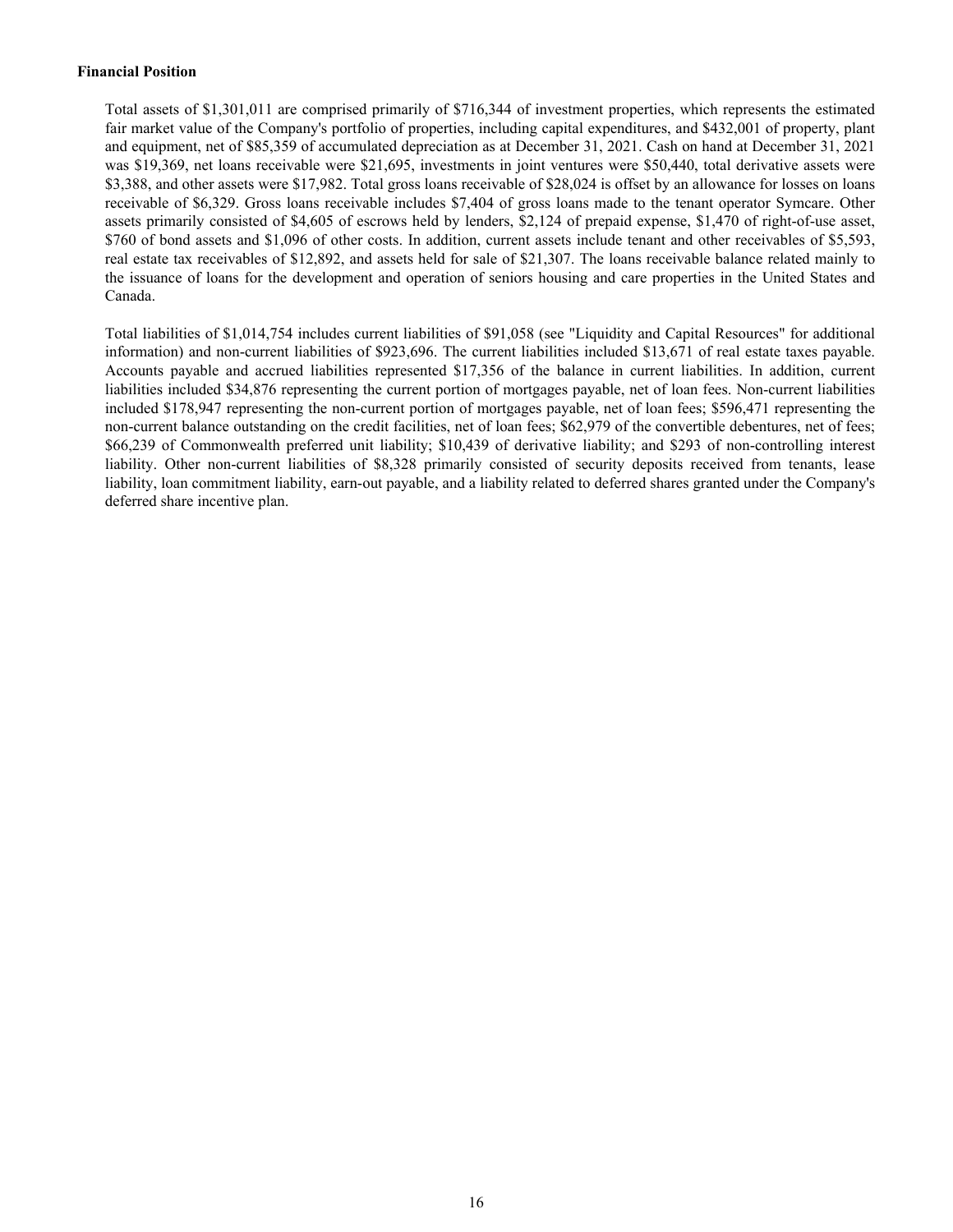**Financial Position**

Total assets of $1,301,011 are comprised primarily of $716,344 of investment properties, which represents the estimated fair market value of the Company's portfolio of properties, including capital expenditures, and $432,001 of property, plant and equipment, net of $85,359 of accumulated depreciation as at December 31, 2021. Cash on hand at December 31, 2021 was $19,369, net loans receivable were $21,695, investments in joint ventures were $50,440, total derivative assets were $3,388, and other assets were $17,982. Total gross loans receivable of $28,024 is offset by an allowance for losses on loans receivable of $6,329. Gross loans receivable includes $7,404 of gross loans made to the tenant operator Symcare. Other assets primarily consisted of $4,605 of escrows held by lenders, $2,124 of prepaid expense, $1,470 of right-of-use asset, $760 of bond assets and $1,096 of other costs. In addition, current assets include tenant and other receivables of $5,593, real estate tax receivables of $12,892, and assets held for sale of $21,307. The loans receivable balance related mainly to the issuance of loans for the development and operation of seniors housing and care properties in the United States and Canada.

Total liabilities of $1,014,754 includes current liabilities of $91,058 (see "Liquidity and Capital Resources" for additional information) and non-current liabilities of $923,696. The current liabilities included $13,671 of real estate taxes payable. Accounts payable and accrued liabilities represented $17,356 of the balance in current liabilities. In addition, current liabilities included $34,876 representing the current portion of mortgages payable, net of loan fees. Non-current liabilities included $178,947 representing the non-current portion of mortgages payable, net of loan fees; $596,471 representing the non-current balance outstanding on the credit facilities, net of loan fees; $62,979 of the convertible debentures, net of fees; $66,239 of Commonwealth preferred unit liability; $10,439 of derivative liability; and $293 of non-controlling interest liability. Other non-current liabilities of $8,328 primarily consisted of security deposits received from tenants, lease liability, loan commitment liability, earn-out payable, and a liability related to deferred shares granted under the Company's deferred share incentive plan.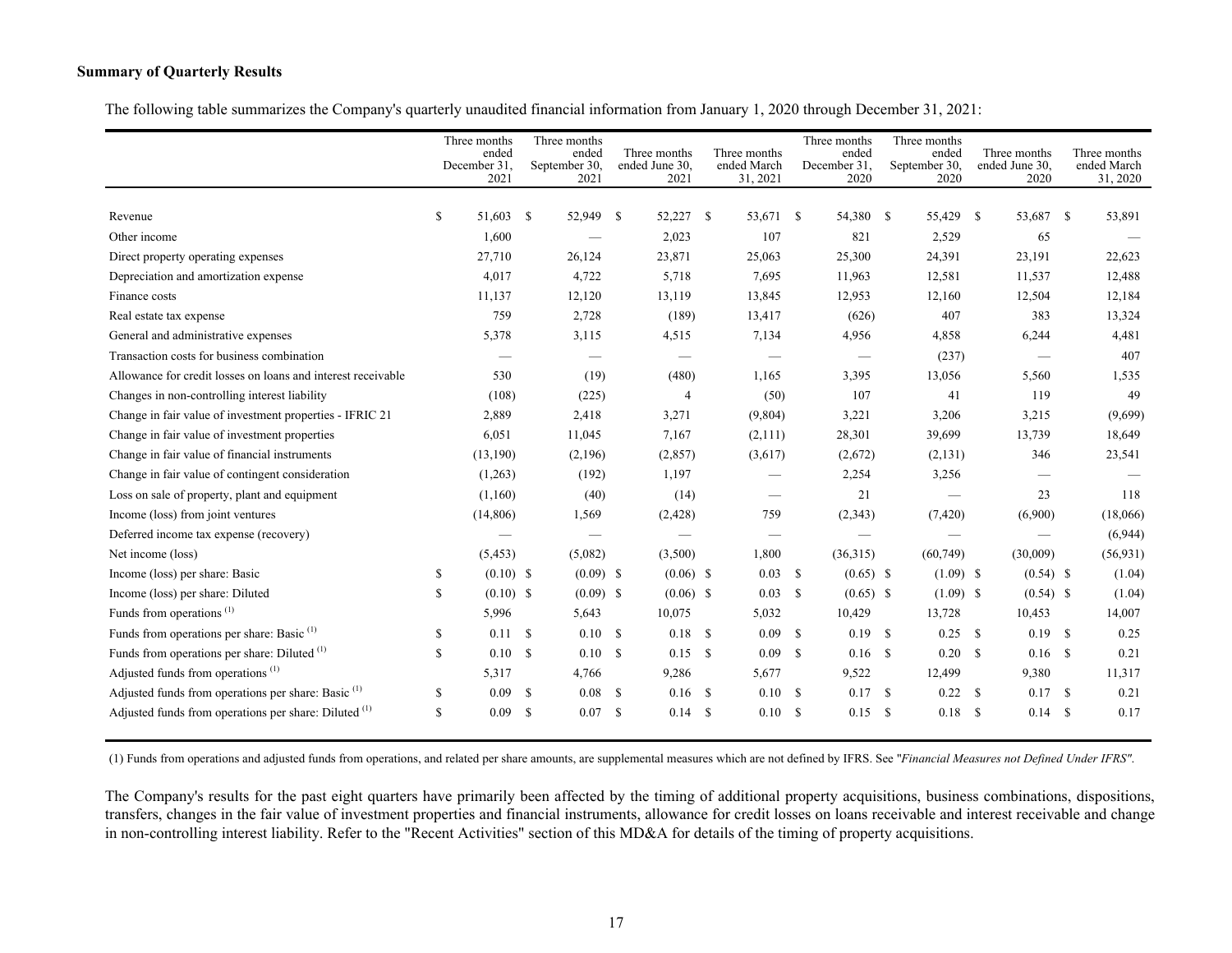**Summary of Quarterly Results**

The following table summarizes the Company's quarterly unaudited financial information from January 1, 2020 through December 31, 2021:

| | Three months ended December 31, 2021 | Three months ended September 30, 2021 | Three months ended June 30, 2021 | Three months ended March 31, 2021 | Three months ended December 31, 2020 | Three months ended September 30, 2020 | Three months ended June 30, 2020 | Three months ended March 31, 2020 |
|---|---|---|---|---|---|---|---|---|
| Revenue | $ 51,603 | $ 52,949 | $ 52,227 | $ 53,671 | $ 54,380 | $ 55,429 | $ 53,687 | $ 53,891 |
| Other income | 1,600 | — | 2,023 | 107 | 821 | 2,529 | 65 | — |
| Direct property operating expenses | 27,710 | 26,124 | 23,871 | 25,063 | 25,300 | 24,391 | 23,191 | 22,623 |
| Depreciation and amortization expense | 4,017 | 4,722 | 5,718 | 7,695 | 11,963 | 12,581 | 11,537 | 12,488 |
| Finance costs | 11,137 | 12,120 | 13,119 | 13,845 | 12,953 | 12,160 | 12,504 | 12,184 |
| Real estate tax expense | 759 | 2,728 | (189) | 13,417 | (626) | 407 | 383 | 13,324 |
| General and administrative expenses | 5,378 | 3,115 | 4,515 | 7,134 | 4,956 | 4,858 | 6,244 | 4,481 |
| Transaction costs for business combination | — | — | — | — | — | (237) | — | 407 |
| Allowance for credit losses on loans and interest receivable | 530 | (19) | (480) | 1,165 | 3,395 | 13,056 | 5,560 | 1,535 |
| Changes in non-controlling interest liability | (108) | (225) | 4 | (50) | 107 | 41 | 119 | 49 |
| Change in fair value of investment properties - IFRIC 21 | 2,889 | 2,418 | 3,271 | (9,804) | 3,221 | 3,206 | 3,215 | (9,699) |
| Change in fair value of investment properties | 6,051 | 11,045 | 7,167 | (2,111) | 28,301 | 39,699 | 13,739 | 18,649 |
| Change in fair value of financial instruments | (13,190) | (2,196) | (2,857) | (3,617) | (2,672) | (2,131) | 346 | 23,541 |
| Change in fair value of contingent consideration | (1,263) | (192) | 1,197 | — | 2,254 | 3,256 | — | — |
| Loss on sale of property, plant and equipment | (1,160) | (40) | (14) | — | 21 | — | 23 | 118 |
| Income (loss) from joint ventures | (14,806) | 1,569 | (2,428) | 759 | (2,343) | (7,420) | (6,900) | (18,066) |
| Deferred income tax expense (recovery) | — | — | — | — | — | — | — | (6,944) |
| Net income (loss) | (5,453) | (5,082) | (3,500) | 1,800 | (36,315) | (60,749) | (30,009) | (56,931) |
| Income (loss) per share: Basic | $ (0.10) | $ (0.09) | $ (0.06) | $ 0.03 | $ (0.65) | $ (1.09) | $ (0.54) | $ (1.04) |
| Income (loss) per share: Diluted | $ (0.10) | $ (0.09) | $ (0.06) | $ 0.03 | $ (0.65) | $ (1.09) | $ (0.54) | $ (1.04) |
| Funds from operations (1) | 5,996 | 5,643 | 10,075 | 5,032 | 10,429 | 13,728 | 10,453 | 14,007 |
| Funds from operations per share: Basic (1) | $ 0.11 | $ 0.10 | $ 0.18 | $ 0.09 | $ 0.19 | $ 0.25 | $ 0.19 | $ 0.25 |
| Funds from operations per share: Diluted (1) | $ 0.10 | $ 0.10 | $ 0.15 | $ 0.09 | $ 0.16 | $ 0.20 | $ 0.16 | $ 0.21 |
| Adjusted funds from operations (1) | 5,317 | 4,766 | 9,286 | 5,677 | 9,522 | 12,499 | 9,380 | 11,317 |
| Adjusted funds from operations per share: Basic (1) | $ 0.09 | $ 0.08 | $ 0.16 | $ 0.10 | $ 0.17 | $ 0.22 | $ 0.17 | $ 0.21 |
| Adjusted funds from operations per share: Diluted (1) | $ 0.09 | $ 0.07 | $ 0.14 | $ 0.10 | $ 0.15 | $ 0.18 | $ 0.14 | $ 0.17 |

(1) Funds from operations and adjusted funds from operations, and related per share amounts, are supplemental measures which are not defined by IFRS. See "*Financial Measures not Defined Under IFRS"*.

The Company's results for the past eight quarters have primarily been affected by the timing of additional property acquisitions, business combinations, dispositions, transfers, changes in the fair value of investment properties and financial instruments, allowance for credit losses on loans receivable and interest receivable and change in non-controlling interest liability. Refer to the "Recent Activities" section of this MD&A for details of the timing of property acquisitions.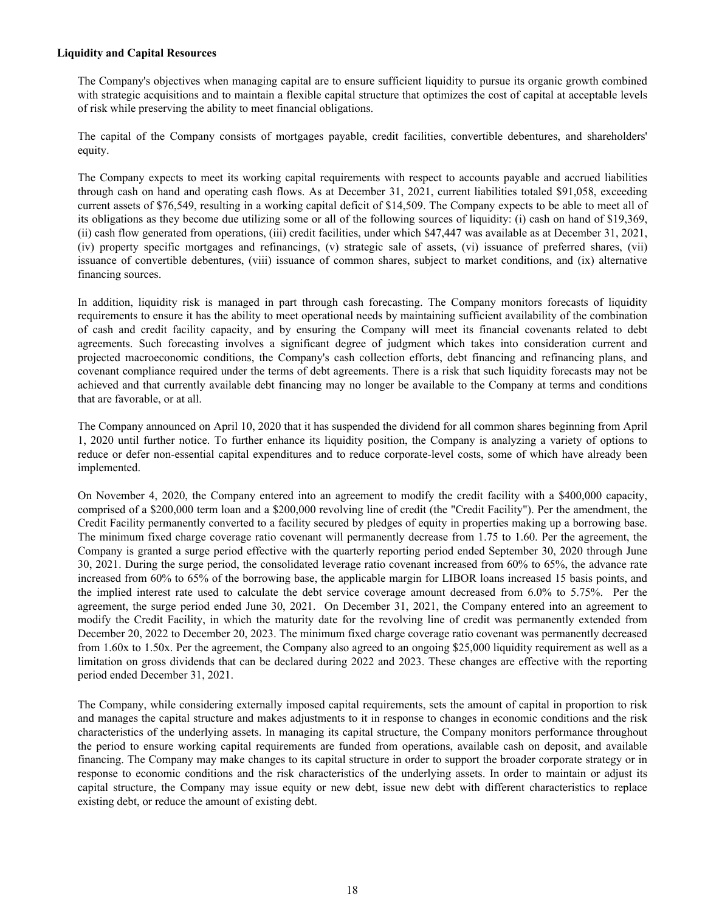**Liquidity and Capital Resources**

The Company's objectives when managing capital are to ensure sufficient liquidity to pursue its organic growth combined with strategic acquisitions and to maintain a flexible capital structure that optimizes the cost of capital at acceptable levels of risk while preserving the ability to meet financial obligations.

The capital of the Company consists of mortgages payable, credit facilities, convertible debentures, and shareholders' equity.

The Company expects to meet its working capital requirements with respect to accounts payable and accrued liabilities through cash on hand and operating cash flows. As at December 31, 2021, current liabilities totaled $91,058, exceeding current assets of $76,549, resulting in a working capital deficit of $14,509. The Company expects to be able to meet all of its obligations as they become due utilizing some or all of the following sources of liquidity: (i) cash on hand of $19,369, (ii) cash flow generated from operations, (iii) credit facilities, under which $47,447 was available as at December 31, 2021, (iv) property specific mortgages and refinancings, (v) strategic sale of assets, (vi) issuance of preferred shares, (vii) issuance of convertible debentures, (viii) issuance of common shares, subject to market conditions, and (ix) alternative financing sources.

In addition, liquidity risk is managed in part through cash forecasting. The Company monitors forecasts of liquidity requirements to ensure it has the ability to meet operational needs by maintaining sufficient availability of the combination of cash and credit facility capacity, and by ensuring the Company will meet its financial covenants related to debt agreements. Such forecasting involves a significant degree of judgment which takes into consideration current and projected macroeconomic conditions, the Company's cash collection efforts, debt financing and refinancing plans, and covenant compliance required under the terms of debt agreements. There is a risk that such liquidity forecasts may not be achieved and that currently available debt financing may no longer be available to the Company at terms and conditions that are favorable, or at all.

The Company announced on April 10, 2020 that it has suspended the dividend for all common shares beginning from April 1, 2020 until further notice. To further enhance its liquidity position, the Company is analyzing a variety of options to reduce or defer non-essential capital expenditures and to reduce corporate-level costs, some of which have already been implemented.

On November 4, 2020, the Company entered into an agreement to modify the credit facility with a $400,000 capacity, comprised of a $200,000 term loan and a $200,000 revolving line of credit (the "Credit Facility"). Per the amendment, the Credit Facility permanently converted to a facility secured by pledges of equity in properties making up a borrowing base. The minimum fixed charge coverage ratio covenant will permanently decrease from 1.75 to 1.60. Per the agreement, the Company is granted a surge period effective with the quarterly reporting period ended September 30, 2020 through June 30, 2021. During the surge period, the consolidated leverage ratio covenant increased from 60% to 65%, the advance rate increased from 60% to 65% of the borrowing base, the applicable margin for LIBOR loans increased 15 basis points, and the implied interest rate used to calculate the debt service coverage amount decreased from 6.0% to 5.75%. Per the agreement, the surge period ended June 30, 2021. On December 31, 2021, the Company entered into an agreement to modify the Credit Facility, in which the maturity date for the revolving line of credit was permanently extended from December 20, 2022 to December 20, 2023. The minimum fixed charge coverage ratio covenant was permanently decreased from 1.60x to 1.50x. Per the agreement, the Company also agreed to an ongoing $25,000 liquidity requirement as well as a limitation on gross dividends that can be declared during 2022 and 2023. These changes are effective with the reporting period ended December 31, 2021.

The Company, while considering externally imposed capital requirements, sets the amount of capital in proportion to risk and manages the capital structure and makes adjustments to it in response to changes in economic conditions and the risk characteristics of the underlying assets. In managing its capital structure, the Company monitors performance throughout the period to ensure working capital requirements are funded from operations, available cash on deposit, and available financing. The Company may make changes to its capital structure in order to support the broader corporate strategy or in response to economic conditions and the risk characteristics of the underlying assets. In order to maintain or adjust its capital structure, the Company may issue equity or new debt, issue new debt with different characteristics to replace existing debt, or reduce the amount of existing debt.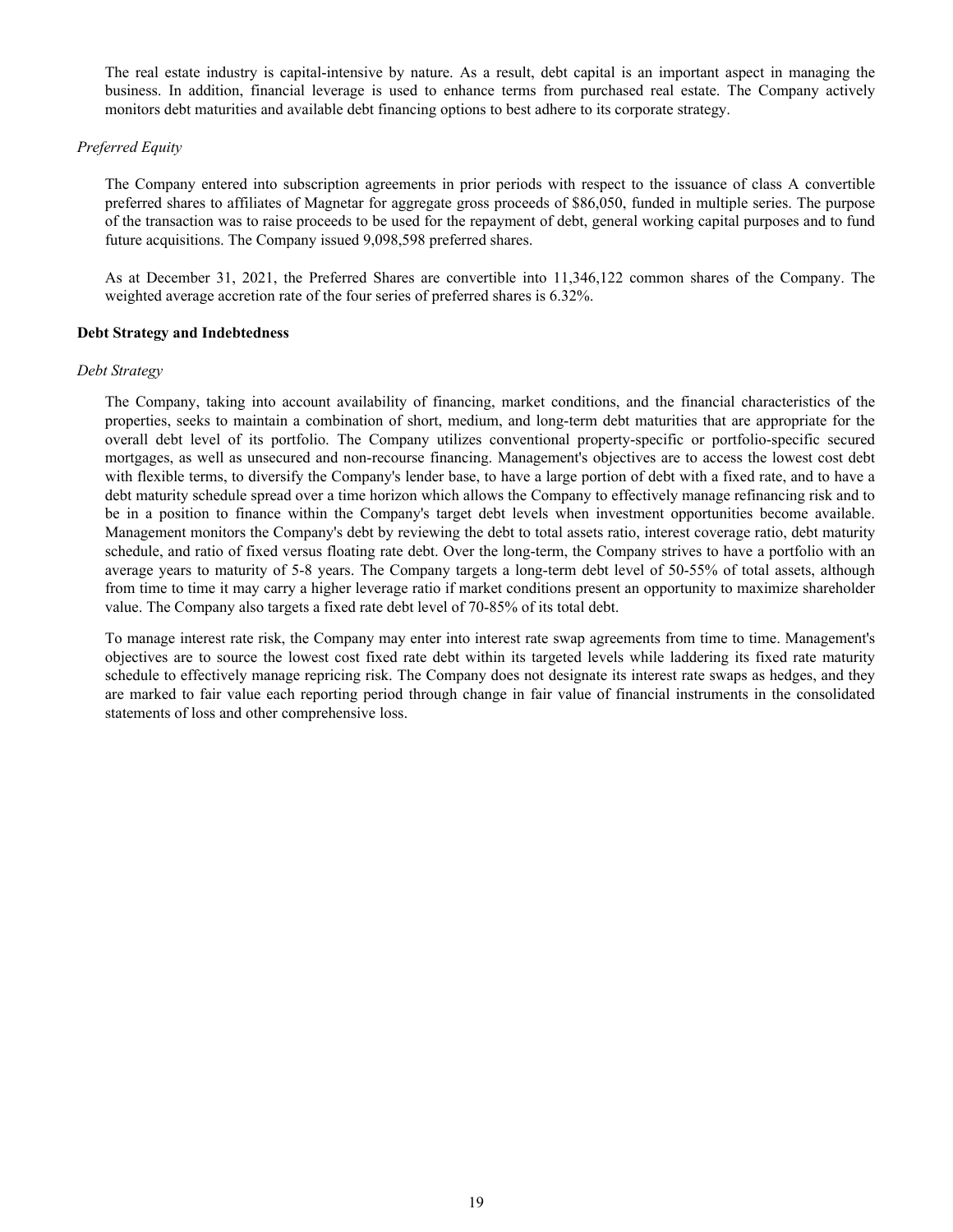The real estate industry is capital-intensive by nature. As a result, debt capital is an important aspect in managing the business. In addition, financial leverage is used to enhance terms from purchased real estate. The Company actively monitors debt maturities and available debt financing options to best adhere to its corporate strategy.

*Preferred Equity*

The Company entered into subscription agreements in prior periods with respect to the issuance of class A convertible preferred shares to affiliates of Magnetar for aggregate gross proceeds of $86,050, funded in multiple series. The purpose of the transaction was to raise proceeds to be used for the repayment of debt, general working capital purposes and to fund future acquisitions. The Company issued 9,098,598 preferred shares.

As at December 31, 2021, the Preferred Shares are convertible into 11,346,122 common shares of the Company. The weighted average accretion rate of the four series of preferred shares is 6.32%.

**Debt Strategy and Indebtedness**

*Debt Strategy*

The Company, taking into account availability of financing, market conditions, and the financial characteristics of the properties, seeks to maintain a combination of short, medium, and long-term debt maturities that are appropriate for the overall debt level of its portfolio. The Company utilizes conventional property-specific or portfolio-specific secured mortgages, as well as unsecured and non-recourse financing. Management's objectives are to access the lowest cost debt with flexible terms, to diversify the Company's lender base, to have a large portion of debt with a fixed rate, and to have a debt maturity schedule spread over a time horizon which allows the Company to effectively manage refinancing risk and to be in a position to finance within the Company's target debt levels when investment opportunities become available. Management monitors the Company's debt by reviewing the debt to total assets ratio, interest coverage ratio, debt maturity schedule, and ratio of fixed versus floating rate debt. Over the long-term, the Company strives to have a portfolio with an average years to maturity of 5-8 years. The Company targets a long-term debt level of 50-55% of total assets, although from time to time it may carry a higher leverage ratio if market conditions present an opportunity to maximize shareholder value. The Company also targets a fixed rate debt level of 70-85% of its total debt.

To manage interest rate risk, the Company may enter into interest rate swap agreements from time to time. Management's objectives are to source the lowest cost fixed rate debt within its targeted levels while laddering its fixed rate maturity schedule to effectively manage repricing risk. The Company does not designate its interest rate swaps as hedges, and they are marked to fair value each reporting period through change in fair value of financial instruments in the consolidated statements of loss and other comprehensive loss.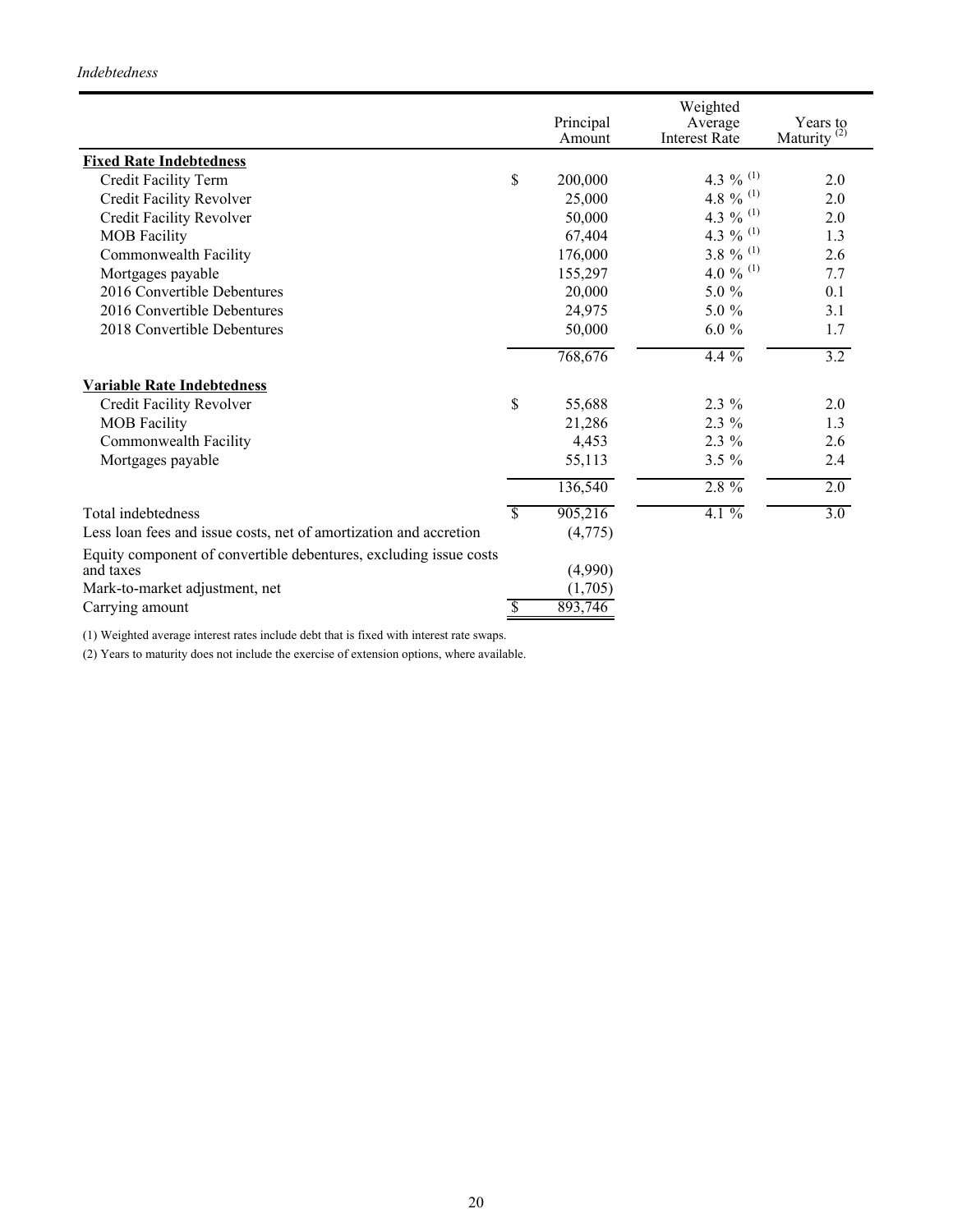*Indebtedness*

| | Principal Amount | Weighted Average Interest Rate | Years to Maturity (2) |
|---|---|---|---|
| **Fixed Rate Indebtedness** | | | |
| Credit Facility Term | $ 200,000 | 4.3 % (1) | 2.0 |
| Credit Facility Revolver | 25,000 | 4.8 % (1) | 2.0 |
| Credit Facility Revolver | 50,000 | 4.3 % (1) | 2.0 |
| MOB Facility | 67,404 | 4.3 % (1) | 1.3 |
| Commonwealth Facility | 176,000 | 3.8 % (1) | 2.6 |
| Mortgages payable | 155,297 | 4.0 % (1) | 7.7 |
| 2016 Convertible Debentures | 20,000 | 5.0 % | 0.1 |
| 2016 Convertible Debentures | 24,975 | 5.0 % | 3.1 |
| 2018 Convertible Debentures | 50,000 | 6.0 % | 1.7 |
| | 768,676 | 4.4 % | 3.2 |
| **Variable Rate Indebtedness** | | | |
| Credit Facility Revolver | $ 55,688 | 2.3 % | 2.0 |
| MOB Facility | 21,286 | 2.3 % | 1.3 |
| Commonwealth Facility | 4,453 | 2.3 % | 2.6 |
| Mortgages payable | 55,113 | 3.5 % | 2.4 |
| | 136,540 | 2.8 % | 2.0 |
| Total indebtedness | $ 905,216 | 4.1 % | 3.0 |
| Less loan fees and issue costs, net of amortization and accretion | (4,775) | | |
| Equity component of convertible debentures, excluding issue costs and taxes | (4,990) | | |
| Mark-to-market adjustment, net | (1,705) | | |
| Carrying amount | $ 893,746 | | |

(1) Weighted average interest rates include debt that is fixed with interest rate swaps.

(2) Years to maturity does not include the exercise of extension options, where available.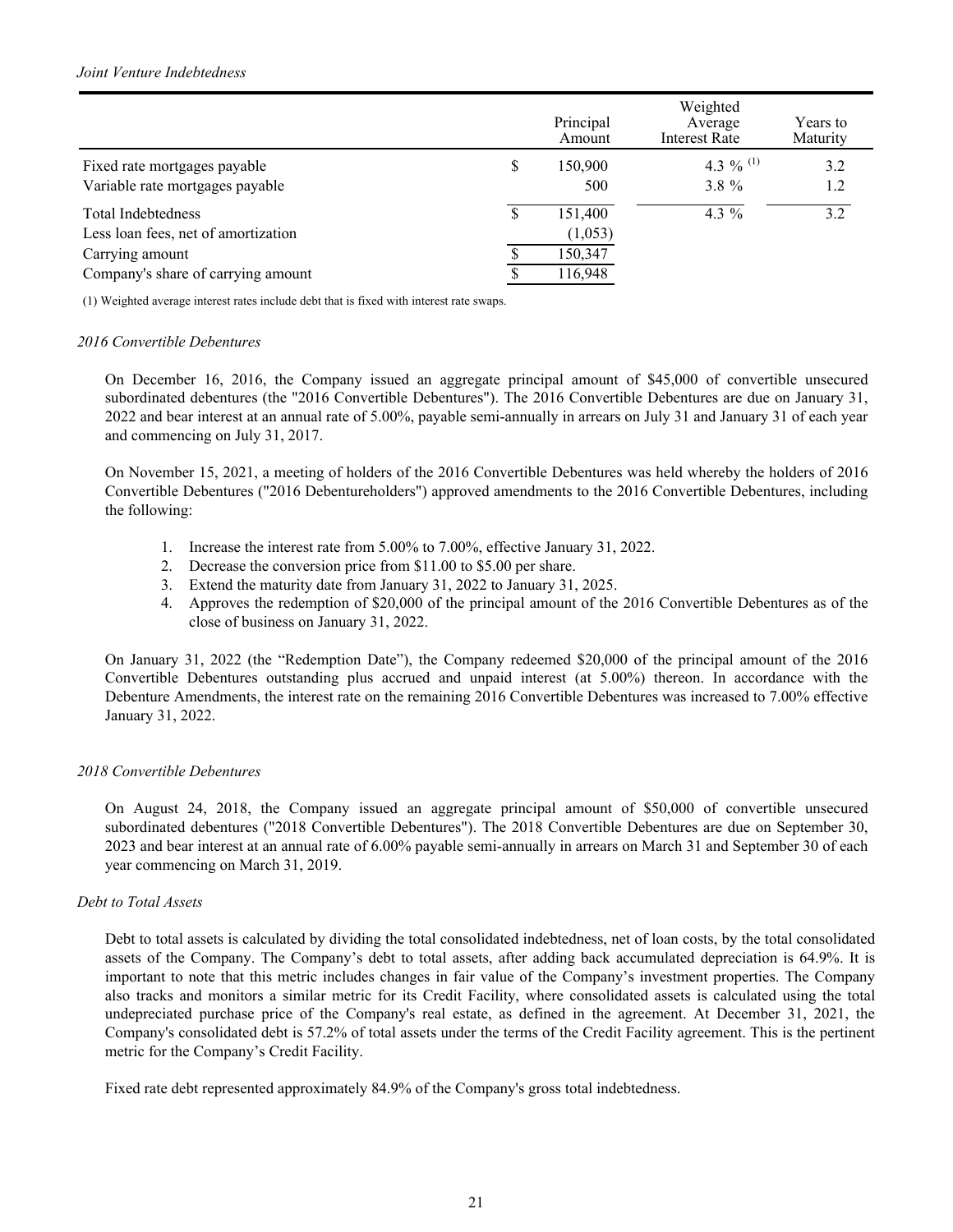*Joint Venture Indebtedness*

| | Principal Amount | Weighted Average Interest Rate | Years to Maturity |
|---|---|---|---|
| Fixed rate mortgages payable | $ 150,900 | 4.3 % (1) | 3.2 |
| Variable rate mortgages payable | 500 | 3.8 % | 1.2 |
| Total Indebtedness | $ 151,400 | 4.3 % | 3.2 |
| Less loan fees, net of amortization | (1,053) | | |
| Carrying amount | $ 150,347 | | |
| Company's share of carrying amount | $ 116,948 | | |

(1) Weighted average interest rates include debt that is fixed with interest rate swaps.

*2016 Convertible Debentures*

On December 16, 2016, the Company issued an aggregate principal amount of $45,000 of convertible unsecured subordinated debentures (the "2016 Convertible Debentures"). The 2016 Convertible Debentures are due on January 31, 2022 and bear interest at an annual rate of 5.00%, payable semi-annually in arrears on July 31 and January 31 of each year and commencing on July 31, 2017.

On November 15, 2021, a meeting of holders of the 2016 Convertible Debentures was held whereby the holders of 2016 Convertible Debentures ("2016 Debentureholders") approved amendments to the 2016 Convertible Debentures, including the following:

1. Increase the interest rate from 5.00% to 7.00%, effective January 31, 2022.
2. Decrease the conversion price from $11.00 to $5.00 per share.
3. Extend the maturity date from January 31, 2022 to January 31, 2025.
4. Approves the redemption of $20,000 of the principal amount of the 2016 Convertible Debentures as of the close of business on January 31, 2022.

On January 31, 2022 (the "Redemption Date"), the Company redeemed $20,000 of the principal amount of the 2016 Convertible Debentures outstanding plus accrued and unpaid interest (at 5.00%) thereon. In accordance with the Debenture Amendments, the interest rate on the remaining 2016 Convertible Debentures was increased to 7.00% effective January 31, 2022.

*2018 Convertible Debentures*

On August 24, 2018, the Company issued an aggregate principal amount of $50,000 of convertible unsecured subordinated debentures ("2018 Convertible Debentures"). The 2018 Convertible Debentures are due on September 30, 2023 and bear interest at an annual rate of 6.00% payable semi-annually in arrears on March 31 and September 30 of each year commencing on March 31, 2019.

*Debt to Total Assets*

Debt to total assets is calculated by dividing the total consolidated indebtedness, net of loan costs, by the total consolidated assets of the Company. The Company's debt to total assets, after adding back accumulated depreciation is 64.9%. It is important to note that this metric includes changes in fair value of the Company's investment properties. The Company also tracks and monitors a similar metric for its Credit Facility, where consolidated assets is calculated using the total undepreciated purchase price of the Company's real estate, as defined in the agreement. At December 31, 2021, the Company's consolidated debt is 57.2% of total assets under the terms of the Credit Facility agreement. This is the pertinent metric for the Company's Credit Facility.

Fixed rate debt represented approximately 84.9% of the Company's gross total indebtedness.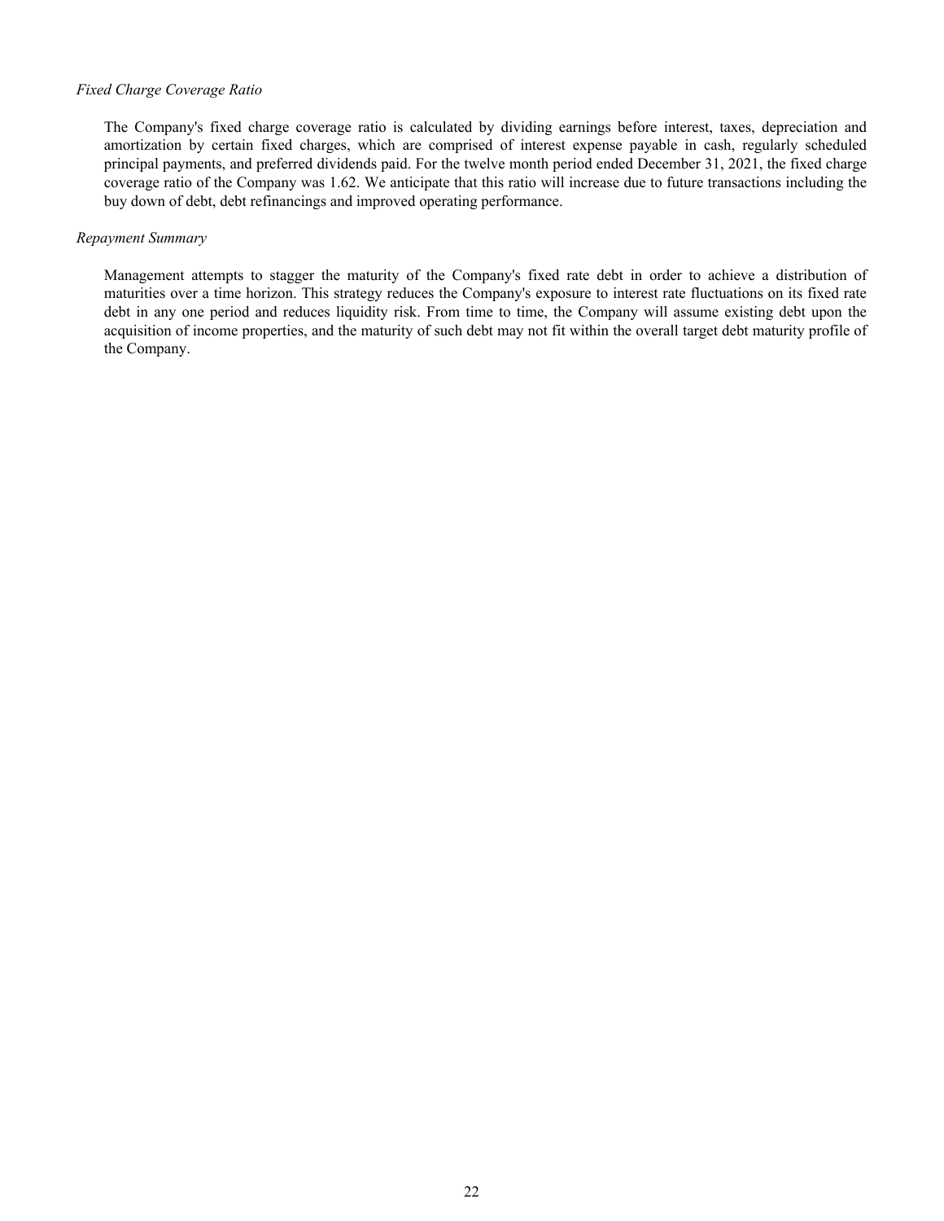*Fixed Charge Coverage Ratio*

The Company's fixed charge coverage ratio is calculated by dividing earnings before interest, taxes, depreciation and amortization by certain fixed charges, which are comprised of interest expense payable in cash, regularly scheduled principal payments, and preferred dividends paid. For the twelve month period ended December 31, 2021, the fixed charge coverage ratio of the Company was 1.62. We anticipate that this ratio will increase due to future transactions including the buy down of debt, debt refinancings and improved operating performance.

*Repayment Summary*

Management attempts to stagger the maturity of the Company's fixed rate debt in order to achieve a distribution of maturities over a time horizon. This strategy reduces the Company's exposure to interest rate fluctuations on its fixed rate debt in any one period and reduces liquidity risk. From time to time, the Company will assume existing debt upon the acquisition of income properties, and the maturity of such debt may not fit within the overall target debt maturity profile of the Company.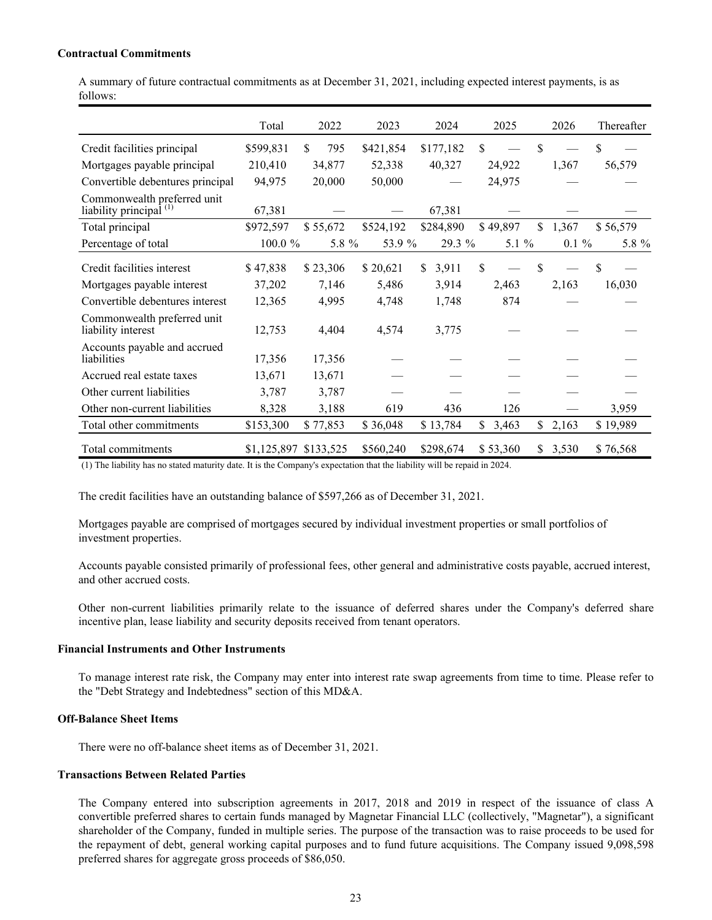**Contractual Commitments**

A summary of future contractual commitments as at December 31, 2021, including expected interest payments, is as follows:

| | Total | 2022 | 2023 | 2024 | 2025 | 2026 | Thereafter |
|---|---|---|---|---|---|---|---|
| Credit facilities principal | $599,831 | $ 795 | $421,854 | $177,182 | $ — | $ — | $ — |
| Mortgages payable principal | 210,410 | 34,877 | 52,338 | 40,327 | 24,922 | 1,367 | 56,579 |
| Convertible debentures principal | 94,975 | 20,000 | 50,000 | — | 24,975 | — | — |
| Commonwealth preferred unit liability principal (1) | 67,381 | — | — | 67,381 | — | — | — |
| Total principal | $972,597 | $ 55,672 | $524,192 | $284,890 | $ 49,897 | $ 1,367 | $ 56,579 |
| Percentage of total | 100.0 % | 5.8 % | 53.9 % | 29.3 % | 5.1 % | 0.1 % | 5.8 % |
| Credit facilities interest | $ 47,838 | $ 23,306 | $ 20,621 | $ 3,911 | $ — | $ — | $ — |
| Mortgages payable interest | 37,202 | 7,146 | 5,486 | 3,914 | 2,463 | 2,163 | 16,030 |
| Convertible debentures interest | 12,365 | 4,995 | 4,748 | 1,748 | 874 | — | — |
| Commonwealth preferred unit liability interest | 12,753 | 4,404 | 4,574 | 3,775 | — | — | — |
| Accounts payable and accrued liabilities | 17,356 | 17,356 | — | — | — | — | — |
| Accrued real estate taxes | 13,671 | 13,671 | — | — | — | — | — |
| Other current liabilities | 3,787 | 3,787 | — | — | — | — | — |
| Other non-current liabilities | 8,328 | 3,188 | 619 | 436 | 126 | — | 3,959 |
| Total other commitments | $153,300 | $ 77,853 | $ 36,048 | $ 13,784 | $ 3,463 | $ 2,163 | $ 19,989 |
| Total commitments | $1,125,897 | $133,525 | $560,240 | $298,674 | $ 53,360 | $ 3,530 | $ 76,568 |

(1) The liability has no stated maturity date. It is the Company's expectation that the liability will be repaid in 2024.

The credit facilities have an outstanding balance of $597,266 as of December 31, 2021.

Mortgages payable are comprised of mortgages secured by individual investment properties or small portfolios of investment properties.

Accounts payable consisted primarily of professional fees, other general and administrative costs payable, accrued interest, and other accrued costs.

Other non-current liabilities primarily relate to the issuance of deferred shares under the Company's deferred share incentive plan, lease liability and security deposits received from tenant operators.

**Financial Instruments and Other Instruments**

To manage interest rate risk, the Company may enter into interest rate swap agreements from time to time. Please refer to the "Debt Strategy and Indebtedness" section of this MD&A.

**Off-Balance Sheet Items**

There were no off-balance sheet items as of December 31, 2021.

**Transactions Between Related Parties**

The Company entered into subscription agreements in 2017, 2018 and 2019 in respect of the issuance of class A convertible preferred shares to certain funds managed by Magnetar Financial LLC (collectively, "Magnetar"), a significant shareholder of the Company, funded in multiple series. The purpose of the transaction was to raise proceeds to be used for the repayment of debt, general working capital purposes and to fund future acquisitions. The Company issued 9,098,598 preferred shares for aggregate gross proceeds of $86,050.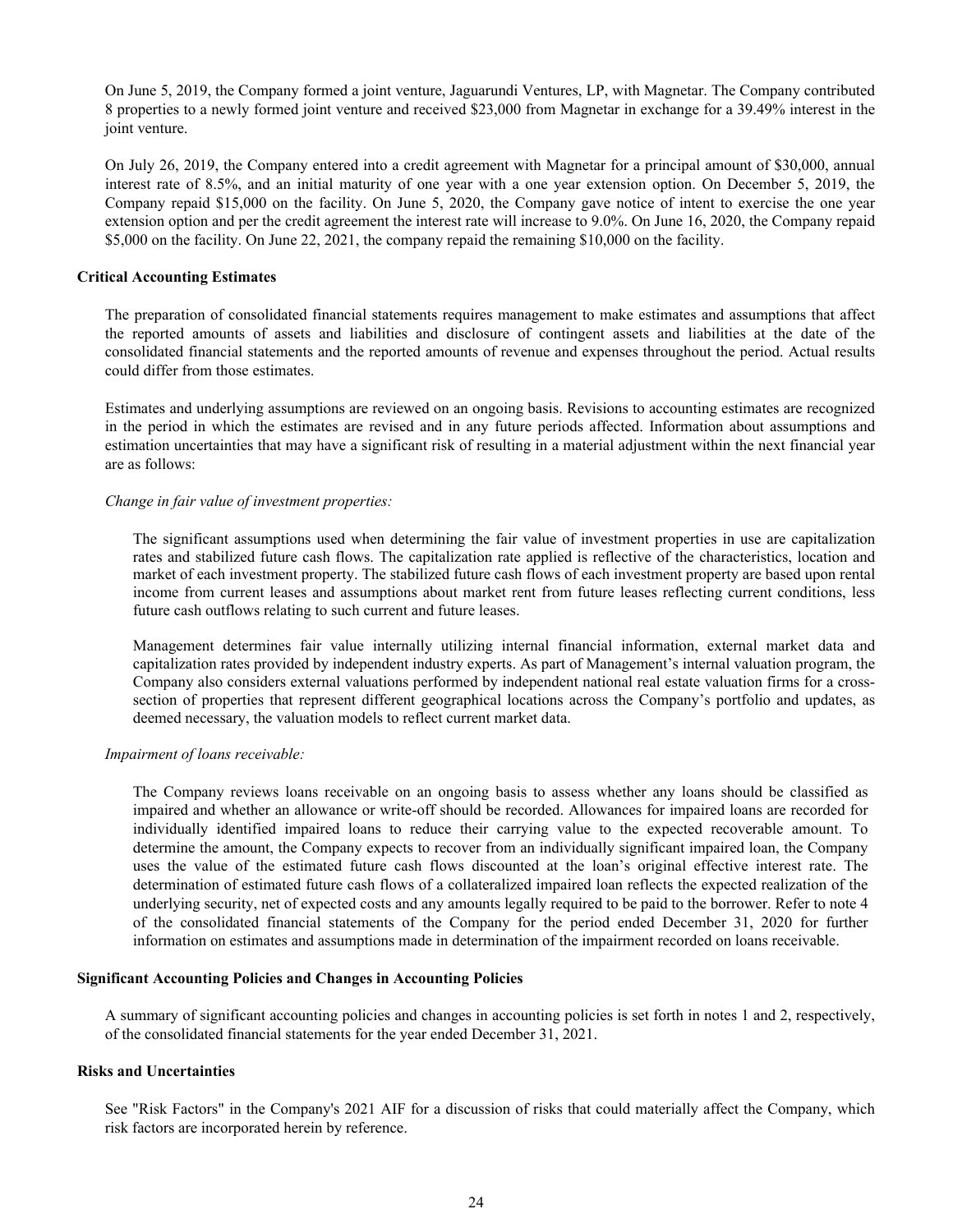On June 5, 2019, the Company formed a joint venture, Jaguarundi Ventures, LP, with Magnetar. The Company contributed 8 properties to a newly formed joint venture and received $23,000 from Magnetar in exchange for a 39.49% interest in the joint venture.

On July 26, 2019, the Company entered into a credit agreement with Magnetar for a principal amount of $30,000, annual interest rate of 8.5%, and an initial maturity of one year with a one year extension option. On December 5, 2019, the Company repaid $15,000 on the facility. On June 5, 2020, the Company gave notice of intent to exercise the one year extension option and per the credit agreement the interest rate will increase to 9.0%. On June 16, 2020, the Company repaid $5,000 on the facility. On June 22, 2021, the company repaid the remaining $10,000 on the facility.

**Critical Accounting Estimates**

The preparation of consolidated financial statements requires management to make estimates and assumptions that affect the reported amounts of assets and liabilities and disclosure of contingent assets and liabilities at the date of the consolidated financial statements and the reported amounts of revenue and expenses throughout the period. Actual results could differ from those estimates.

Estimates and underlying assumptions are reviewed on an ongoing basis. Revisions to accounting estimates are recognized in the period in which the estimates are revised and in any future periods affected. Information about assumptions and estimation uncertainties that may have a significant risk of resulting in a material adjustment within the next financial year are as follows:

*Change in fair value of investment properties:*

The significant assumptions used when determining the fair value of investment properties in use are capitalization rates and stabilized future cash flows. The capitalization rate applied is reflective of the characteristics, location and market of each investment property. The stabilized future cash flows of each investment property are based upon rental income from current leases and assumptions about market rent from future leases reflecting current conditions, less future cash outflows relating to such current and future leases.

Management determines fair value internally utilizing internal financial information, external market data and capitalization rates provided by independent industry experts. As part of Management's internal valuation program, the Company also considers external valuations performed by independent national real estate valuation firms for a cross-section of properties that represent different geographical locations across the Company's portfolio and updates, as deemed necessary, the valuation models to reflect current market data.

*Impairment of loans receivable:*

The Company reviews loans receivable on an ongoing basis to assess whether any loans should be classified as impaired and whether an allowance or write-off should be recorded. Allowances for impaired loans are recorded for individually identified impaired loans to reduce their carrying value to the expected recoverable amount. To determine the amount, the Company expects to recover from an individually significant impaired loan, the Company uses the value of the estimated future cash flows discounted at the loan's original effective interest rate. The determination of estimated future cash flows of a collateralized impaired loan reflects the expected realization of the underlying security, net of expected costs and any amounts legally required to be paid to the borrower. Refer to note 4 of the consolidated financial statements of the Company for the period ended December 31, 2020 for further information on estimates and assumptions made in determination of the impairment recorded on loans receivable.

**Significant Accounting Policies and Changes in Accounting Policies**

A summary of significant accounting policies and changes in accounting policies is set forth in notes 1 and 2, respectively, of the consolidated financial statements for the year ended December 31, 2021.

**Risks and Uncertainties**

See "Risk Factors" in the Company's 2021 AIF for a discussion of risks that could materially affect the Company, which risk factors are incorporated herein by reference.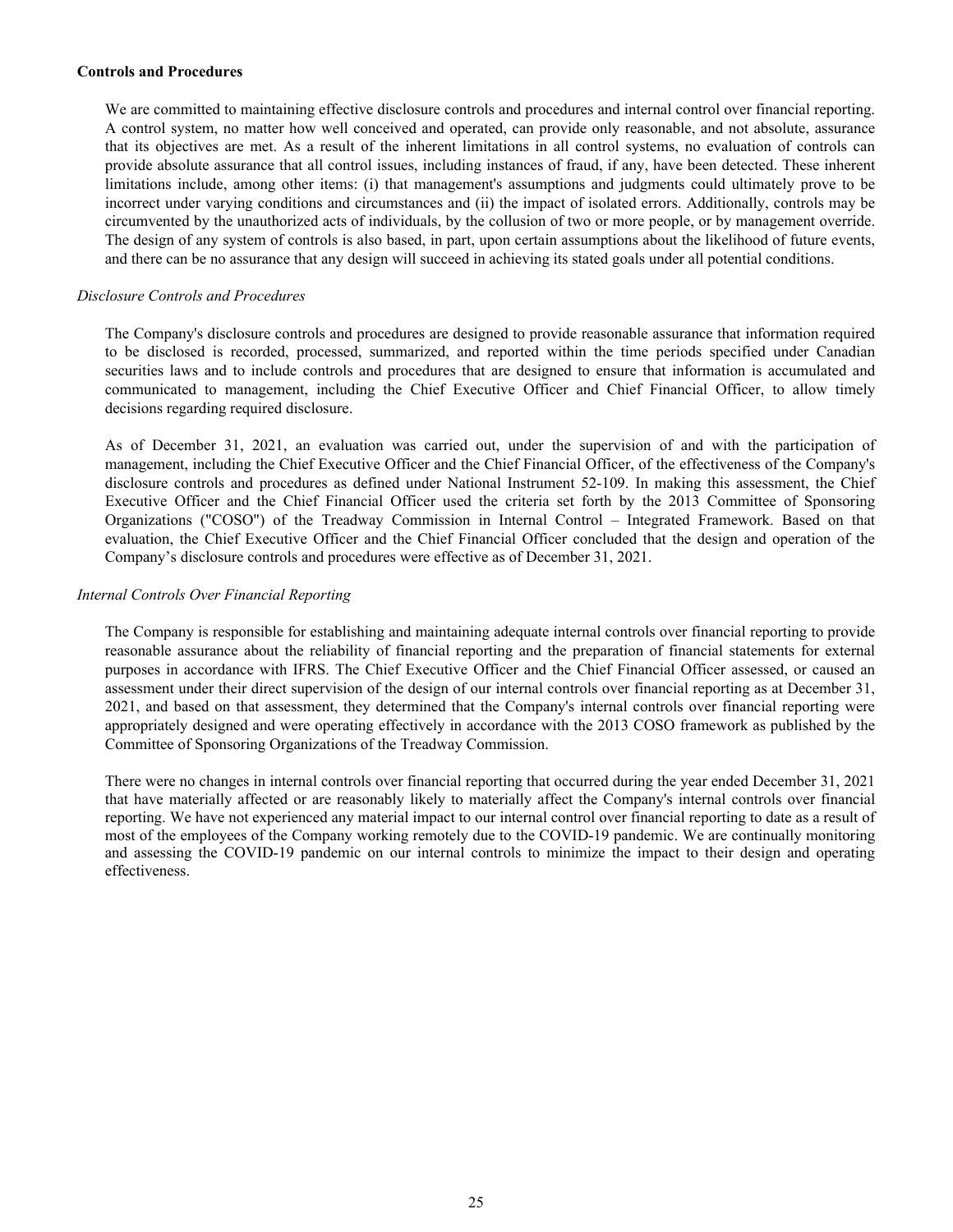**Controls and Procedures**

We are committed to maintaining effective disclosure controls and procedures and internal control over financial reporting. A control system, no matter how well conceived and operated, can provide only reasonable, and not absolute, assurance that its objectives are met. As a result of the inherent limitations in all control systems, no evaluation of controls can provide absolute assurance that all control issues, including instances of fraud, if any, have been detected. These inherent limitations include, among other items: (i) that management's assumptions and judgments could ultimately prove to be incorrect under varying conditions and circumstances and (ii) the impact of isolated errors. Additionally, controls may be circumvented by the unauthorized acts of individuals, by the collusion of two or more people, or by management override. The design of any system of controls is also based, in part, upon certain assumptions about the likelihood of future events, and there can be no assurance that any design will succeed in achieving its stated goals under all potential conditions.

*Disclosure Controls and Procedures*

The Company's disclosure controls and procedures are designed to provide reasonable assurance that information required to be disclosed is recorded, processed, summarized, and reported within the time periods specified under Canadian securities laws and to include controls and procedures that are designed to ensure that information is accumulated and communicated to management, including the Chief Executive Officer and Chief Financial Officer, to allow timely decisions regarding required disclosure.

As of December 31, 2021, an evaluation was carried out, under the supervision of and with the participation of management, including the Chief Executive Officer and the Chief Financial Officer, of the effectiveness of the Company's disclosure controls and procedures as defined under National Instrument 52-109. In making this assessment, the Chief Executive Officer and the Chief Financial Officer used the criteria set forth by the 2013 Committee of Sponsoring Organizations ("COSO") of the Treadway Commission in Internal Control – Integrated Framework. Based on that evaluation, the Chief Executive Officer and the Chief Financial Officer concluded that the design and operation of the Company's disclosure controls and procedures were effective as of December 31, 2021.

*Internal Controls Over Financial Reporting*

The Company is responsible for establishing and maintaining adequate internal controls over financial reporting to provide reasonable assurance about the reliability of financial reporting and the preparation of financial statements for external purposes in accordance with IFRS. The Chief Executive Officer and the Chief Financial Officer assessed, or caused an assessment under their direct supervision of the design of our internal controls over financial reporting as at December 31, 2021, and based on that assessment, they determined that the Company's internal controls over financial reporting were appropriately designed and were operating effectively in accordance with the 2013 COSO framework as published by the Committee of Sponsoring Organizations of the Treadway Commission.

There were no changes in internal controls over financial reporting that occurred during the year ended December 31, 2021 that have materially affected or are reasonably likely to materially affect the Company's internal controls over financial reporting. We have not experienced any material impact to our internal control over financial reporting to date as a result of most of the employees of the Company working remotely due to the COVID-19 pandemic. We are continually monitoring and assessing the COVID-19 pandemic on our internal controls to minimize the impact to their design and operating effectiveness.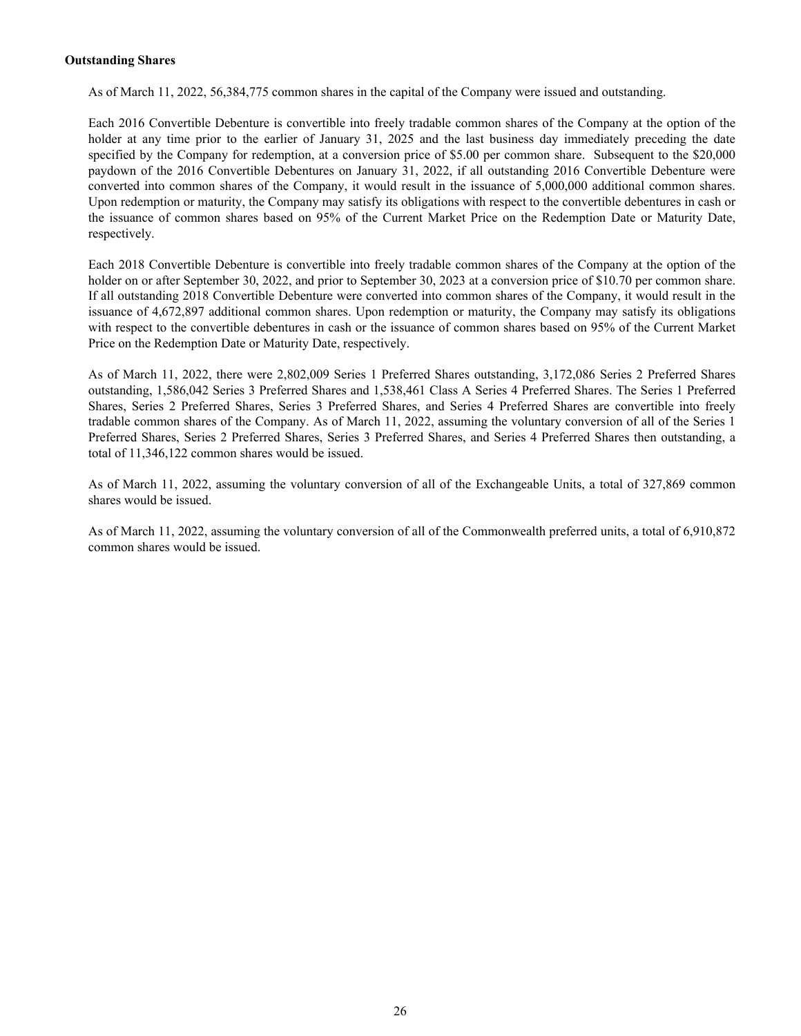**Outstanding Shares**

As of March 11, 2022, 56,384,775 common shares in the capital of the Company were issued and outstanding.

Each 2016 Convertible Debenture is convertible into freely tradable common shares of the Company at the option of the holder at any time prior to the earlier of January 31, 2025 and the last business day immediately preceding the date specified by the Company for redemption, at a conversion price of $5.00 per common share. Subsequent to the $20,000 paydown of the 2016 Convertible Debentures on January 31, 2022, if all outstanding 2016 Convertible Debenture were converted into common shares of the Company, it would result in the issuance of 5,000,000 additional common shares. Upon redemption or maturity, the Company may satisfy its obligations with respect to the convertible debentures in cash or the issuance of common shares based on 95% of the Current Market Price on the Redemption Date or Maturity Date, respectively.

Each 2018 Convertible Debenture is convertible into freely tradable common shares of the Company at the option of the holder on or after September 30, 2022, and prior to September 30, 2023 at a conversion price of $10.70 per common share. If all outstanding 2018 Convertible Debenture were converted into common shares of the Company, it would result in the issuance of 4,672,897 additional common shares. Upon redemption or maturity, the Company may satisfy its obligations with respect to the convertible debentures in cash or the issuance of common shares based on 95% of the Current Market Price on the Redemption Date or Maturity Date, respectively.

As of March 11, 2022, there were 2,802,009 Series 1 Preferred Shares outstanding, 3,172,086 Series 2 Preferred Shares outstanding, 1,586,042 Series 3 Preferred Shares and 1,538,461 Class A Series 4 Preferred Shares. The Series 1 Preferred Shares, Series 2 Preferred Shares, Series 3 Preferred Shares, and Series 4 Preferred Shares are convertible into freely tradable common shares of the Company. As of March 11, 2022, assuming the voluntary conversion of all of the Series 1 Preferred Shares, Series 2 Preferred Shares, Series 3 Preferred Shares, and Series 4 Preferred Shares then outstanding, a total of 11,346,122 common shares would be issued.

As of March 11, 2022, assuming the voluntary conversion of all of the Exchangeable Units, a total of 327,869 common shares would be issued.

As of March 11, 2022, assuming the voluntary conversion of all of the Commonwealth preferred units, a total of 6,910,872 common shares would be issued.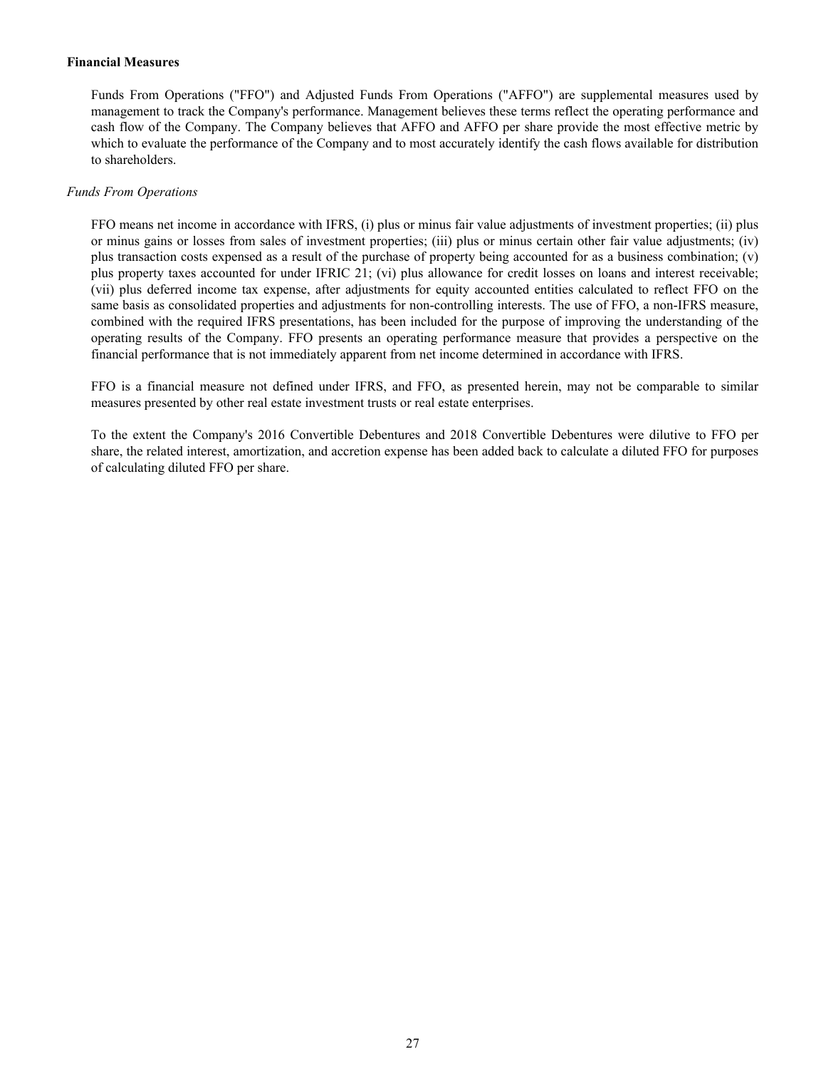**Financial Measures**

Funds From Operations ("FFO") and Adjusted Funds From Operations ("AFFO") are supplemental measures used by management to track the Company's performance. Management believes these terms reflect the operating performance and cash flow of the Company. The Company believes that AFFO and AFFO per share provide the most effective metric by which to evaluate the performance of the Company and to most accurately identify the cash flows available for distribution to shareholders.

*Funds From Operations*

FFO means net income in accordance with IFRS, (i) plus or minus fair value adjustments of investment properties; (ii) plus or minus gains or losses from sales of investment properties; (iii) plus or minus certain other fair value adjustments; (iv) plus transaction costs expensed as a result of the purchase of property being accounted for as a business combination; (v) plus property taxes accounted for under IFRIC 21; (vi) plus allowance for credit losses on loans and interest receivable; (vii) plus deferred income tax expense, after adjustments for equity accounted entities calculated to reflect FFO on the same basis as consolidated properties and adjustments for non-controlling interests. The use of FFO, a non-IFRS measure, combined with the required IFRS presentations, has been included for the purpose of improving the understanding of the operating results of the Company. FFO presents an operating performance measure that provides a perspective on the financial performance that is not immediately apparent from net income determined in accordance with IFRS.

FFO is a financial measure not defined under IFRS, and FFO, as presented herein, may not be comparable to similar measures presented by other real estate investment trusts or real estate enterprises.

To the extent the Company's 2016 Convertible Debentures and 2018 Convertible Debentures were dilutive to FFO per share, the related interest, amortization, and accretion expense has been added back to calculate a diluted FFO for purposes of calculating diluted FFO per share.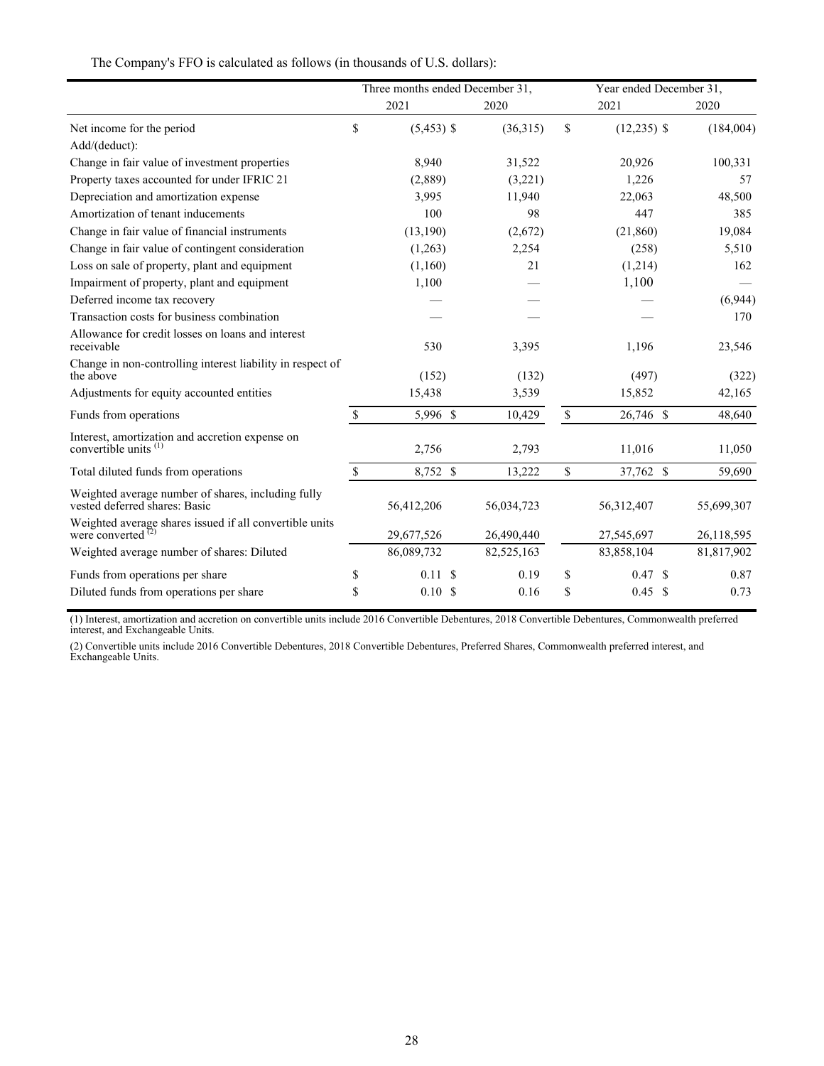The Company's FFO is calculated as follows (in thousands of U.S. dollars):

| | Three months ended December 31, | | Year ended December 31, | |
|---|---|---|---|---|
| | 2021 | 2020 | 2021 | 2020 |
| Net income for the period | $ (5,453) | $ (36,315) | $ (12,235) | $ (184,004) |
| Add/(deduct): | | | | |
| Change in fair value of investment properties | 8,940 | 31,522 | 20,926 | 100,331 |
| Property taxes accounted for under IFRIC 21 | (2,889) | (3,221) | 1,226 | 57 |
| Depreciation and amortization expense | 3,995 | 11,940 | 22,063 | 48,500 |
| Amortization of tenant inducements | 100 | 98 | 447 | 385 |
| Change in fair value of financial instruments | (13,190) | (2,672) | (21,860) | 19,084 |
| Change in fair value of contingent consideration | (1,263) | 2,254 | (258) | 5,510 |
| Loss on sale of property, plant and equipment | (1,160) | 21 | (1,214) | 162 |
| Impairment of property, plant and equipment | 1,100 | — | 1,100 | — |
| Deferred income tax recovery | — | — | — | (6,944) |
| Transaction costs for business combination | — | — | — | 170 |
| Allowance for credit losses on loans and interest receivable | 530 | 3,395 | 1,196 | 23,546 |
| Change in non-controlling interest liability in respect of the above | (152) | (132) | (497) | (322) |
| Adjustments for equity accounted entities | 15,438 | 3,539 | 15,852 | 42,165 |
| Funds from operations | $ 5,996 | $ 10,429 | $ 26,746 | $ 48,640 |
| Interest, amortization and accretion expense on convertible units [(1)] | 2,756 | 2,793 | 11,016 | 11,050 |
| Total diluted funds from operations | $ 8,752 | $ 13,222 | $ 37,762 | $ 59,690 |
| Weighted average number of shares, including fully vested deferred shares: Basic | 56,412,206 | 56,034,723 | 56,312,407 | 55,699,307 |
| Weighted average shares issued if all convertible units were converted [(2)] | 29,677,526 | 26,490,440 | 27,545,697 | 26,118,595 |
| Weighted average number of shares: Diluted | 86,089,732 | 82,525,163 | 83,858,104 | 81,817,902 |
| Funds from operations per share | $ 0.11 | $ 0.19 | $ 0.47 | $ 0.87 |
| Diluted funds from operations per share | $ 0.10 | $ 0.16 | $ 0.45 | $ 0.73 |

(1) Interest, amortization and accretion on convertible units include 2016 Convertible Debentures, 2018 Convertible Debentures, Commonwealth preferred interest, and Exchangeable Units.

(2) Convertible units include 2016 Convertible Debentures, 2018 Convertible Debentures, Preferred Shares, Commonwealth preferred interest, and Exchangeable Units.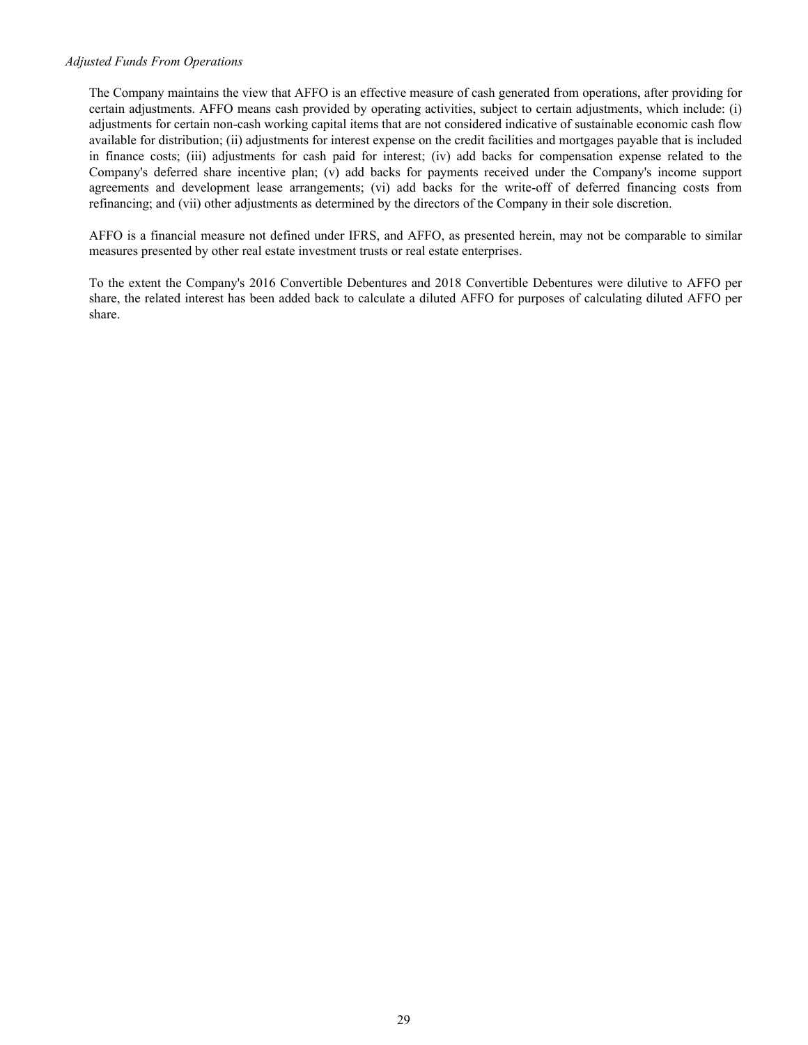*Adjusted Funds From Operations*

The Company maintains the view that AFFO is an effective measure of cash generated from operations, after providing for certain adjustments. AFFO means cash provided by operating activities, subject to certain adjustments, which include: (i) adjustments for certain non-cash working capital items that are not considered indicative of sustainable economic cash flow available for distribution; (ii) adjustments for interest expense on the credit facilities and mortgages payable that is included in finance costs; (iii) adjustments for cash paid for interest; (iv) add backs for compensation expense related to the Company's deferred share incentive plan; (v) add backs for payments received under the Company's income support agreements and development lease arrangements; (vi) add backs for the write-off of deferred financing costs from refinancing; and (vii) other adjustments as determined by the directors of the Company in their sole discretion.

AFFO is a financial measure not defined under IFRS, and AFFO, as presented herein, may not be comparable to similar measures presented by other real estate investment trusts or real estate enterprises.

To the extent the Company's 2016 Convertible Debentures and 2018 Convertible Debentures were dilutive to AFFO per share, the related interest has been added back to calculate a diluted AFFO for purposes of calculating diluted AFFO per share.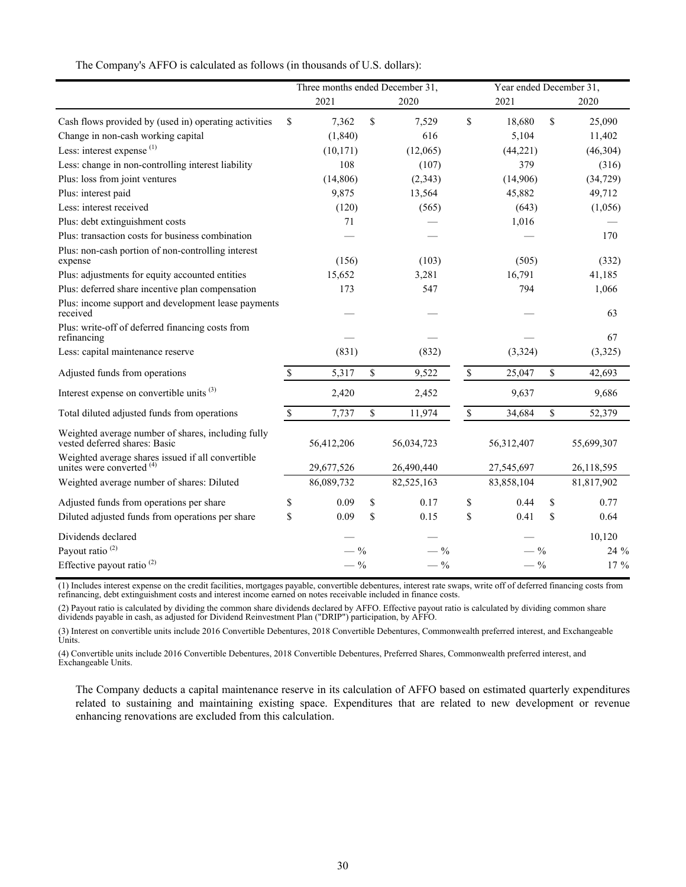The Company's AFFO is calculated as follows (in thousands of U.S. dollars):

| | Three months ended December 31, | | Year ended December 31, | |
|---|---|---|---|---|
| | 2021 | 2020 | 2021 | 2020 |
| Cash flows provided by (used in) operating activities | $ 7,362 | $ 7,529 | $ 18,680 | $ 25,090 |
| Change in non-cash working capital | (1,840) | 616 | 5,104 | 11,402 |
| Less: interest expense [(1)] | (10,171) | (12,065) | (44,221) | (46,304) |
| Less: change in non-controlling interest liability | 108 | (107) | 379 | (316) |
| Plus: loss from joint ventures | (14,806) | (2,343) | (14,906) | (34,729) |
| Plus: interest paid | 9,875 | 13,564 | 45,882 | 49,712 |
| Less: interest received | (120) | (565) | (643) | (1,056) |
| Plus: debt extinguishment costs | 71 | — | 1,016 | — |
| Plus: transaction costs for business combination | — | — | — | 170 |
| Plus: non-cash portion of non-controlling interest expense | (156) | (103) | (505) | (332) |
| Plus: adjustments for equity accounted entities | 15,652 | 3,281 | 16,791 | 41,185 |
| Plus: deferred share incentive plan compensation | 173 | 547 | 794 | 1,066 |
| Plus: income support and development lease payments received | — | — | — | 63 |
| Plus: write-off of deferred financing costs from refinancing | — | — | — | 67 |
| Less: capital maintenance reserve | (831) | (832) | (3,324) | (3,325) |
| Adjusted funds from operations | $ 5,317 | $ 9,522 | $ 25,047 | $ 42,693 |
| Interest expense on convertible units [(3)] | 2,420 | 2,452 | 9,637 | 9,686 |
| Total diluted adjusted funds from operations | $ 7,737 | $ 11,974 | $ 34,684 | $ 52,379 |
| Weighted average number of shares, including fully vested deferred shares: Basic | 56,412,206 | 56,034,723 | 56,312,407 | 55,699,307 |
| Weighted average shares issued if all convertible unites were converted [(4)] | 29,677,526 | 26,490,440 | 27,545,697 | 26,118,595 |
| Weighted average number of shares: Diluted | 86,089,732 | 82,525,163 | 83,858,104 | 81,817,902 |
| Adjusted funds from operations per share | $ 0.09 | $ 0.17 | $ 0.44 | $ 0.77 |
| Diluted adjusted funds from operations per share | $ 0.09 | $ 0.15 | $ 0.41 | $ 0.64 |
| Dividends declared | — | — | — | 10,120 |
| Payout ratio [(2)] | — % | — % | — % | 24 % |
| Effective payout ratio [(2)] | — % | — % | — % | 17 % |

(1) Includes interest expense on the credit facilities, mortgages payable, convertible debentures, interest rate swaps, write off of deferred financing costs from refinancing, debt extinguishment costs and interest income earned on notes receivable included in finance costs.

(2) Payout ratio is calculated by dividing the common share dividends declared by AFFO. Effective payout ratio is calculated by dividing common share dividends payable in cash, as adjusted for Dividend Reinvestment Plan ("DRIP") participation, by AFFO.

(3) Interest on convertible units include 2016 Convertible Debentures, 2018 Convertible Debentures, Commonwealth preferred interest, and Exchangeable Units.

(4) Convertible units include 2016 Convertible Debentures, 2018 Convertible Debentures, Preferred Shares, Commonwealth preferred interest, and Exchangeable Units.

The Company deducts a capital maintenance reserve in its calculation of AFFO based on estimated quarterly expenditures related to sustaining and maintaining existing space. Expenditures that are related to new development or revenue enhancing renovations are excluded from this calculation.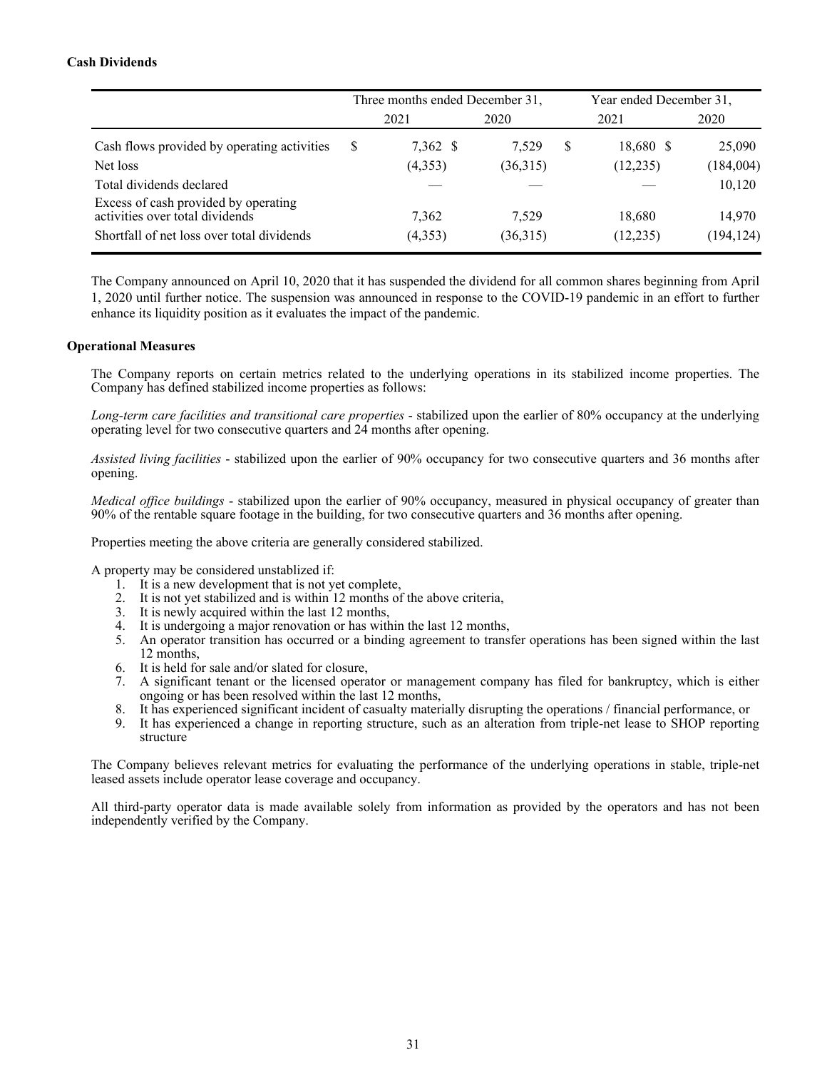**Cash Dividends**

| | Three months ended December 31, | | Year ended December 31, | |
|---|---|---|---|---|
| | 2021 | 2020 | 2021 | 2020 |
| Cash flows provided by operating activities | $ 7,362 | $ 7,529 | $ 18,680 | $ 25,090 |
| Net loss | (4,353) | (36,315) | (12,235) | (184,004) |
| Total dividends declared | — | — | — | 10,120 |
| Excess of cash provided by operating activities over total dividends | 7,362 | 7,529 | 18,680 | 14,970 |
| Shortfall of net loss over total dividends | (4,353) | (36,315) | (12,235) | (194,124) |

The Company announced on April 10, 2020 that it has suspended the dividend for all common shares beginning from April 1, 2020 until further notice. The suspension was announced in response to the COVID-19 pandemic in an effort to further enhance its liquidity position as it evaluates the impact of the pandemic.

**Operational Measures**

The Company reports on certain metrics related to the underlying operations in its stabilized income properties. The Company has defined stabilized income properties as follows:

*Long-term care facilities and transitional care properties* - stabilized upon the earlier of 80% occupancy at the underlying operating level for two consecutive quarters and 24 months after opening.

*Assisted living facilities* - stabilized upon the earlier of 90% occupancy for two consecutive quarters and 36 months after opening.

*Medical office buildings* - stabilized upon the earlier of 90% occupancy, measured in physical occupancy of greater than 90% of the rentable square footage in the building, for two consecutive quarters and 36 months after opening.

Properties meeting the above criteria are generally considered stabilized.

A property may be considered unstablized if:

1. It is a new development that is not yet complete,
2. It is not yet stabilized and is within 12 months of the above criteria,
3. It is newly acquired within the last 12 months,
4. It is undergoing a major renovation or has within the last 12 months,
5. An operator transition has occurred or a binding agreement to transfer operations has been signed within the last 12 months,
6. It is held for sale and/or slated for closure,
7. A significant tenant or the licensed operator or management company has filed for bankruptcy, which is either ongoing or has been resolved within the last 12 months,
8. It has experienced significant incident of casualty materially disrupting the operations / financial performance, or
9. It has experienced a change in reporting structure, such as an alteration from triple-net lease to SHOP reporting structure

The Company believes relevant metrics for evaluating the performance of the underlying operations in stable, triple-net leased assets include operator lease coverage and occupancy.

All third-party operator data is made available solely from information as provided by the operators and has not been independently verified by the Company.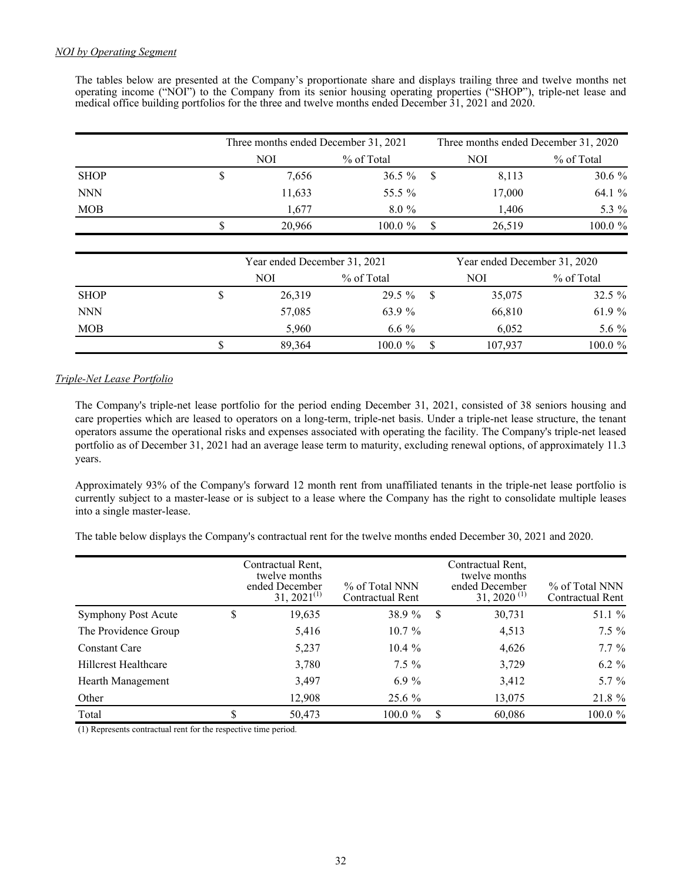*NOI by Operating Segment*

The tables below are presented at the Company's proportionate share and displays trailing three and twelve months net operating income ("NOI") to the Company from its senior housing operating properties ("SHOP"), triple-net lease and medical office building portfolios for the three and twelve months ended December 31, 2021 and 2020.

| | Three months ended December 31, 2021 | | Three months ended December 31, 2020 | |
|---|---|---|---|---|
| | NOI | % of Total | NOI | % of Total |
| SHOP | $ 7,656 | 36.5 % | $ 8,113 | 30.6 % |
| NNN | 11,633 | 55.5 % | 17,000 | 64.1 % |
| MOB | 1,677 | 8.0 % | 1,406 | 5.3 % |
| | $ 20,966 | 100.0 % | $ 26,519 | 100.0 % |

| | Year ended December 31, 2021 | | Year ended December 31, 2020 | |
|---|---|---|---|---|
| | NOI | % of Total | NOI | % of Total |
| SHOP | $ 26,319 | 29.5 % | $ 35,075 | 32.5 % |
| NNN | 57,085 | 63.9 % | 66,810 | 61.9 % |
| MOB | 5,960 | 6.6 % | 6,052 | 5.6 % |
| | $ 89,364 | 100.0 % | $ 107,937 | 100.0 % |

*Triple-Net Lease Portfolio*

The Company's triple-net lease portfolio for the period ending December 31, 2021, consisted of 38 seniors housing and care properties which are leased to operators on a long-term, triple-net basis. Under a triple-net lease structure, the tenant operators assume the operational risks and expenses associated with operating the facility. The Company's triple-net leased portfolio as of December 31, 2021 had an average lease term to maturity, excluding renewal options, of approximately 11.3 years.

Approximately 93% of the Company's forward 12 month rent from unaffiliated tenants in the triple-net lease portfolio is currently subject to a master-lease or is subject to a lease where the Company has the right to consolidate multiple leases into a single master-lease.

The table below displays the Company's contractual rent for the twelve months ended December 30, 2021 and 2020.

| | Contractual Rent, twelve months ended December 31, 2021[1] | % of Total NNN Contractual Rent | Contractual Rent, twelve months ended December 31, 2020 [1] | % of Total NNN Contractual Rent |
|---|---|---|---|---|
| Symphony Post Acute | $ 19,635 | 38.9 % | $ 30,731 | 51.1 % |
| The Providence Group | 5,416 | 10.7 % | 4,513 | 7.5 % |
| Constant Care | 5,237 | 10.4 % | 4,626 | 7.7 % |
| Hillcrest Healthcare | 3,780 | 7.5 % | 3,729 | 6.2 % |
| Hearth Management | 3,497 | 6.9 % | 3,412 | 5.7 % |
| Other | 12,908 | 25.6 % | 13,075 | 21.8 % |
| Total | $ 50,473 | 100.0 % | $ 60,086 | 100.0 % |

(1) Represents contractual rent for the respective time period.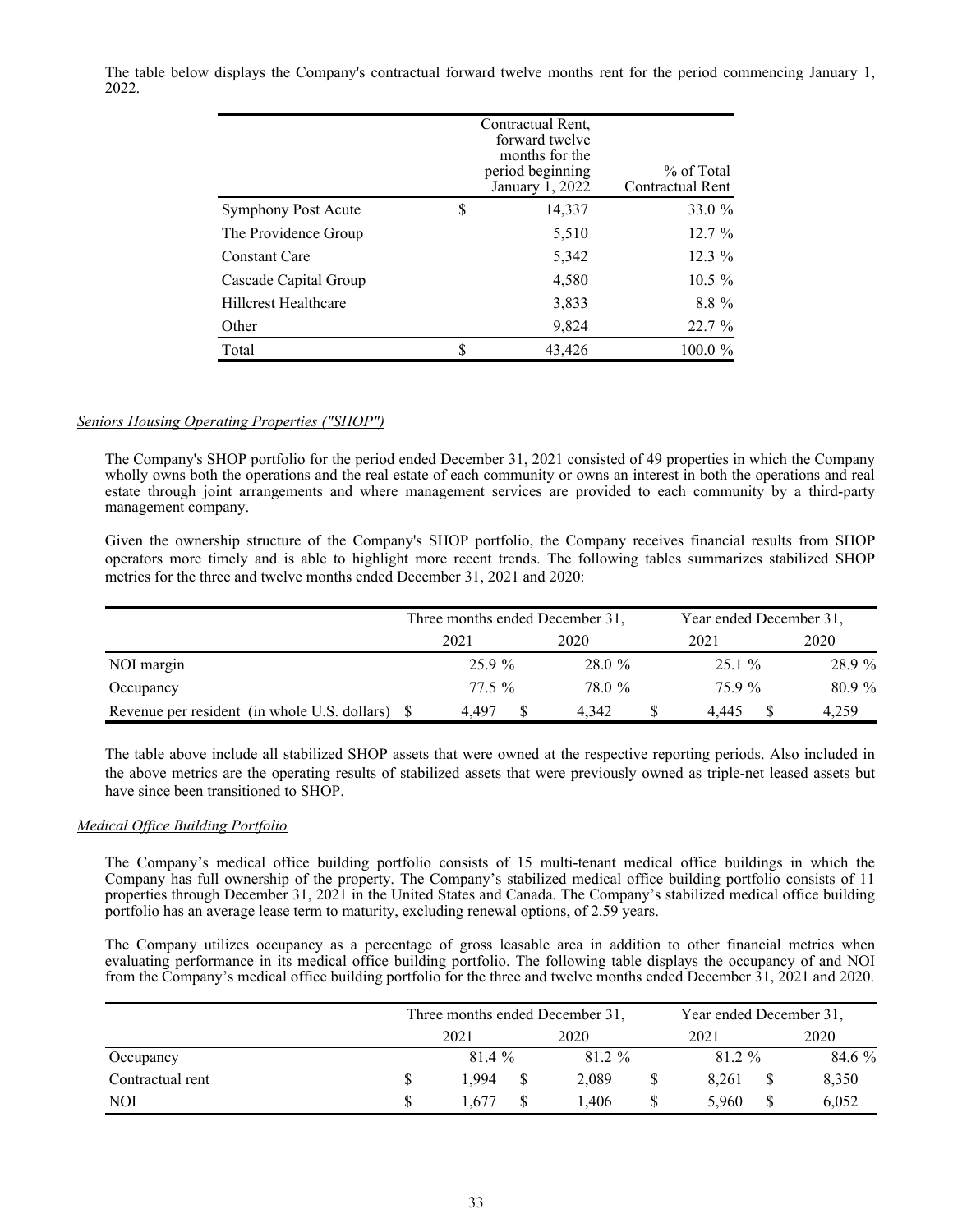The table below displays the Company's contractual forward twelve months rent for the period commencing January 1, 2022.

| | Contractual Rent, forward twelve months for the period beginning January 1, 2022 | % of Total Contractual Rent |
|---|---|---|
| Symphony Post Acute | $ 14,337 | 33.0 % |
| The Providence Group | 5,510 | 12.7 % |
| Constant Care | 5,342 | 12.3 % |
| Cascade Capital Group | 4,580 | 10.5 % |
| Hillcrest Healthcare | 3,833 | 8.8 % |
| Other | 9,824 | 22.7 % |
| Total | $ 43,426 | 100.0 % |

*Seniors Housing Operating Properties ("SHOP")*

The Company's SHOP portfolio for the period ended December 31, 2021 consisted of 49 properties in which the Company wholly owns both the operations and the real estate of each community or owns an interest in both the operations and real estate through joint arrangements and where management services are provided to each community by a third-party management company.

Given the ownership structure of the Company's SHOP portfolio, the Company receives financial results from SHOP operators more timely and is able to highlight more recent trends. The following tables summarizes stabilized SHOP metrics for the three and twelve months ended December 31, 2021 and 2020:

| | Three months ended December 31, | | Year ended December 31, | |
|---|---|---|---|---|
| | 2021 | 2020 | 2021 | 2020 |
| NOI margin | 25.9 % | 28.0 % | 25.1 % | 28.9 % |
| Occupancy | 77.5 % | 78.0 % | 75.9 % | 80.9 % |
| Revenue per resident (in whole U.S. dollars) | $ 4,497 | $ 4,342 | $ 4,445 | $ 4,259 |

The table above include all stabilized SHOP assets that were owned at the respective reporting periods. Also included in the above metrics are the operating results of stabilized assets that were previously owned as triple-net leased assets but have since been transitioned to SHOP.

*Medical Office Building Portfolio*

The Company's medical office building portfolio consists of 15 multi-tenant medical office buildings in which the Company has full ownership of the property. The Company's stabilized medical office building portfolio consists of 11 properties through December 31, 2021 in the United States and Canada. The Company's stabilized medical office building portfolio has an average lease term to maturity, excluding renewal options, of 2.59 years.

The Company utilizes occupancy as a percentage of gross leasable area in addition to other financial metrics when evaluating performance in its medical office building portfolio. The following table displays the occupancy of and NOI from the Company's medical office building portfolio for the three and twelve months ended December 31, 2021 and 2020.

| | Three months ended December 31, | | Year ended December 31, | |
|---|---|---|---|---|
| | 2021 | 2020 | 2021 | 2020 |
| Occupancy | 81.4 % | 81.2 % | 81.2 % | 84.6 % |
| Contractual rent | $ 1,994 | $ 2,089 | $ 8,261 | $ 8,350 |
| NOI | $ 1,677 | $ 1,406 | $ 5,960 | $ 6,052 |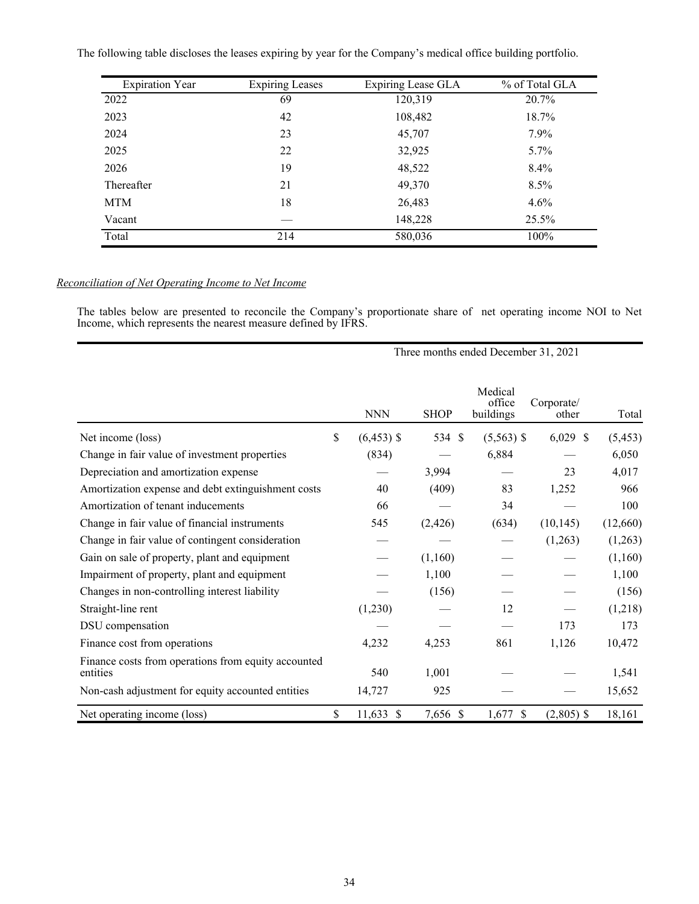The following table discloses the leases expiring by year for the Company's medical office building portfolio.

| Expiration Year | Expiring Leases | Expiring Lease GLA | % of Total GLA |
|---|---|---|---|
| 2022 | 69 | 120,319 | 20.7% |
| 2023 | 42 | 108,482 | 18.7% |
| 2024 | 23 | 45,707 | 7.9% |
| 2025 | 22 | 32,925 | 5.7% |
| 2026 | 19 | 48,522 | 8.4% |
| Thereafter | 21 | 49,370 | 8.5% |
| MTM | 18 | 26,483 | 4.6% |
| Vacant | — | 148,228 | 25.5% |
| Total | 214 | 580,036 | 100% |

*Reconciliation of Net Operating Income to Net Income*

The tables below are presented to reconcile the Company's proportionate share of net operating income NOI to Net Income, which represents the nearest measure defined by IFRS.

| | Three months ended December 31, 2021 | | | | |
|---|---|---|---|---|---|
| | NNN | SHOP | Medical office buildings | Corporate/ other | Total |
| Net income (loss) | $ (6,453) | $ 534 | $ (5,563) | $ 6,029 | $ (5,453) |
| Change in fair value of investment properties | (834) | — | 6,884 | — | 6,050 |
| Depreciation and amortization expense | — | 3,994 | — | 23 | 4,017 |
| Amortization expense and debt extinguishment costs | 40 | (409) | 83 | 1,252 | 966 |
| Amortization of tenant inducements | 66 | — | 34 | — | 100 |
| Change in fair value of financial instruments | 545 | (2,426) | (634) | (10,145) | (12,660) |
| Change in fair value of contingent consideration | — | — | — | (1,263) | (1,263) |
| Gain on sale of property, plant and equipment | — | (1,160) | — | — | (1,160) |
| Impairment of property, plant and equipment | — | 1,100 | — | — | 1,100 |
| Changes in non-controlling interest liability | — | (156) | — | — | (156) |
| Straight-line rent | (1,230) | — | 12 | — | (1,218) |
| DSU compensation | — | — | — | 173 | 173 |
| Finance cost from operations | 4,232 | 4,253 | 861 | 1,126 | 10,472 |
| Finance costs from operations from equity accounted entities | 540 | 1,001 | — | — | 1,541 |
| Non-cash adjustment for equity accounted entities | 14,727 | 925 | — | — | 15,652 |
| Net operating income (loss) | $ 11,633 | $ 7,656 | $ 1,677 | $ (2,805) | $ 18,161 |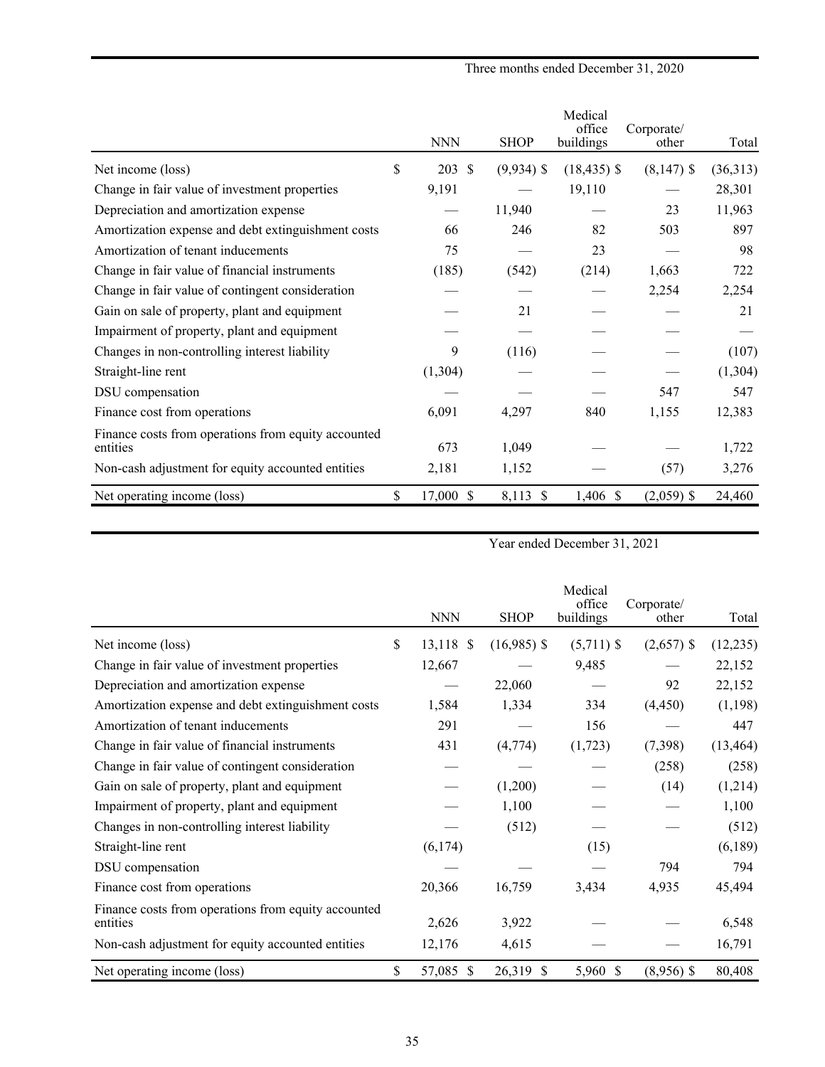| | Three months ended December 31, 2020 | | | | |
|---|---|---|---|---|---|
| | NNN | SHOP | Medical office buildings | Corporate/ other | Total |
| Net income (loss) | $ 203 | $ (9,934) | $ (18,435) | $ (8,147) | $ (36,313) |
| Change in fair value of investment properties | 9,191 | — | 19,110 | — | 28,301 |
| Depreciation and amortization expense | — | 11,940 | — | 23 | 11,963 |
| Amortization expense and debt extinguishment costs | 66 | 246 | 82 | 503 | 897 |
| Amortization of tenant inducements | 75 | — | 23 | — | 98 |
| Change in fair value of financial instruments | (185) | (542) | (214) | 1,663 | 722 |
| Change in fair value of contingent consideration | — | — | — | 2,254 | 2,254 |
| Gain on sale of property, plant and equipment | — | 21 | — | — | 21 |
| Impairment of property, plant and equipment | — | — | — | — | — |
| Changes in non-controlling interest liability | 9 | (116) | — | — | (107) |
| Straight-line rent | (1,304) | — | — | — | (1,304) |
| DSU compensation | — | — | — | 547 | 547 |
| Finance cost from operations | 6,091 | 4,297 | 840 | 1,155 | 12,383 |
| Finance costs from operations from equity accounted entities | 673 | 1,049 | — | — | 1,722 |
| Non-cash adjustment for equity accounted entities | 2,181 | 1,152 | — | (57) | 3,276 |
| Net operating income (loss) | $ 17,000 | $ 8,113 | $ 1,406 | $ (2,059) | $ 24,460 |

| | Year ended December 31, 2021 | | | | |
|---|---|---|---|---|---|
| | NNN | SHOP | Medical office buildings | Corporate/ other | Total |
| Net income (loss) | $ 13,118 | $ (16,985) | $ (5,711) | $ (2,657) | $ (12,235) |
| Change in fair value of investment properties | 12,667 | — | 9,485 | — | 22,152 |
| Depreciation and amortization expense | — | 22,060 | — | 92 | 22,152 |
| Amortization expense and debt extinguishment costs | 1,584 | 1,334 | 334 | (4,450) | (1,198) |
| Amortization of tenant inducements | 291 | — | 156 | — | 447 |
| Change in fair value of financial instruments | 431 | (4,774) | (1,723) | (7,398) | (13,464) |
| Change in fair value of contingent consideration | — | — | — | (258) | (258) |
| Gain on sale of property, plant and equipment | — | (1,200) | — | (14) | (1,214) |
| Impairment of property, plant and equipment | — | 1,100 | — | — | 1,100 |
| Changes in non-controlling interest liability | — | (512) | — | — | (512) |
| Straight-line rent | (6,174) | | (15) | | (6,189) |
| DSU compensation | — | — | — | 794 | 794 |
| Finance cost from operations | 20,366 | 16,759 | 3,434 | 4,935 | 45,494 |
| Finance costs from operations from equity accounted entities | 2,626 | 3,922 | — | — | 6,548 |
| Non-cash adjustment for equity accounted entities | 12,176 | 4,615 | — | — | 16,791 |
| Net operating income (loss) | $ 57,085 | $ 26,319 | $ 5,960 | $ (8,956) | $ 80,408 |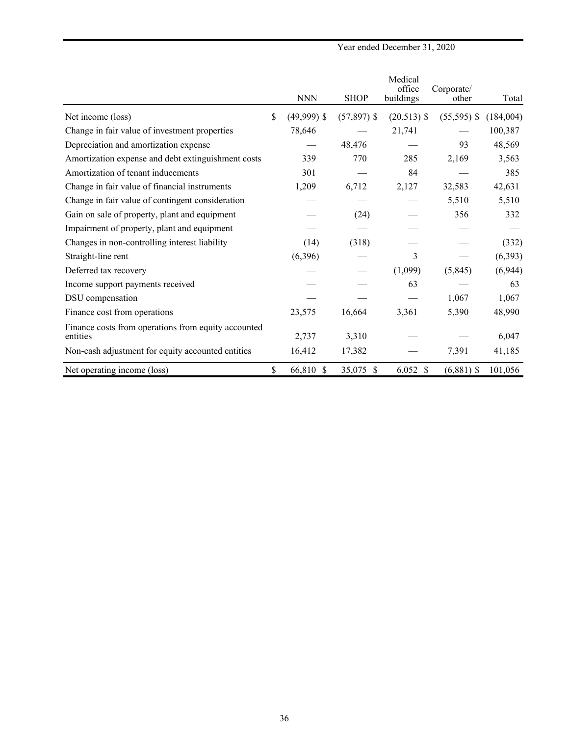| | Year ended December 31, 2020 | | | | |
|---|---|---|---|---|---|
| | NNN | SHOP | Medical office buildings | Corporate/ other | Total |
| Net income (loss) | $ (49,999) $ | (57,897) $ | (20,513) $ | (55,595) $ | (184,004) |
| Change in fair value of investment properties | 78,646 | — | 21,741 | — | 100,387 |
| Depreciation and amortization expense | — | 48,476 | — | 93 | 48,569 |
| Amortization expense and debt extinguishment costs | 339 | 770 | 285 | 2,169 | 3,563 |
| Amortization of tenant inducements | 301 | — | 84 | — | 385 |
| Change in fair value of financial instruments | 1,209 | 6,712 | 2,127 | 32,583 | 42,631 |
| Change in fair value of contingent consideration | — | — | — | 5,510 | 5,510 |
| Gain on sale of property, plant and equipment | — | (24) | — | 356 | 332 |
| Impairment of property, plant and equipment | — | — | — | — | — |
| Changes in non-controlling interest liability | (14) | (318) | — | — | (332) |
| Straight-line rent | (6,396) | — | 3 | — | (6,393) |
| Deferred tax recovery | — | — | (1,099) | (5,845) | (6,944) |
| Income support payments received | — | — | 63 | — | 63 |
| DSU compensation | — | — | — | 1,067 | 1,067 |
| Finance cost from operations | 23,575 | 16,664 | 3,361 | 5,390 | 48,990 |
| Finance costs from operations from equity accounted entities | 2,737 | 3,310 | — | — | 6,047 |
| Non-cash adjustment for equity accounted entities | 16,412 | 17,382 | — | 7,391 | 41,185 |
| Net operating income (loss) | $ 66,810 $ | 35,075 $ | 6,052 $ | (6,881) $ | 101,056 |